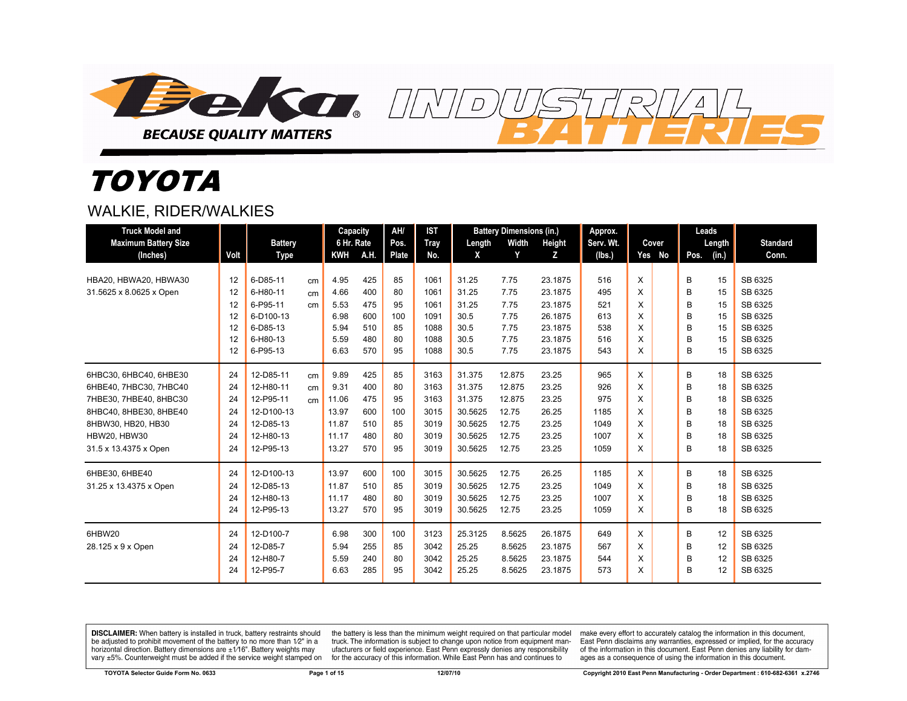Deka INDUSTRIAL BATTERIES

BECAUSE QUALITY MATTERS

# TOYOTA

## WALKIE, RIDER/WALKIES

| Truck Model and Maximum Battery Size (Inches) | Volt | Battery Type | | Capacity 6 Hr. Rate KWH | A.H. | AH/ Pos. Plate | IST Tray No. | Battery Dimensions (in.) Length X | Width Y | Height Z | Approx. Serv. Wt. (lbs.) | Cover Yes | No | Leads Pos. | Length (in.) | Standard Conn. |
|---|---|---|---|---|---|---|---|---|---|---|---|---|---|---|---|---|
| HBA20, HBWA20, HBWA30 | 12 | 6-D85-11 | cm | 4.95 | 425 | 85 | 1061 | 31.25 | 7.75 | 23.1875 | 516 | X | | B | 15 | SB 6325 |
| 31.5625 x 8.0625 x Open | 12 | 6-H80-11 | cm | 4.66 | 400 | 80 | 1061 | 31.25 | 7.75 | 23.1875 | 495 | X | | B | 15 | SB 6325 |
| | 12 | 6-P95-11 | cm | 5.53 | 475 | 95 | 1061 | 31.25 | 7.75 | 23.1875 | 521 | X | | B | 15 | SB 6325 |
| | 12 | 6-D100-13 | | 6.98 | 600 | 100 | 1091 | 30.5 | 7.75 | 26.1875 | 613 | X | | B | 15 | SB 6325 |
| | 12 | 6-D85-13 | | 5.94 | 510 | 85 | 1088 | 30.5 | 7.75 | 23.1875 | 538 | X | | B | 15 | SB 6325 |
| | 12 | 6-H80-13 | | 5.59 | 480 | 80 | 1088 | 30.5 | 7.75 | 23.1875 | 516 | X | | B | 15 | SB 6325 |
| | 12 | 6-P95-13 | | 6.63 | 570 | 95 | 1088 | 30.5 | 7.75 | 23.1875 | 543 | X | | B | 15 | SB 6325 |
| 6HBC30, 6HBC40, 6HBE30 | 24 | 12-D85-11 | cm | 9.89 | 425 | 85 | 3163 | 31.375 | 12.875 | 23.25 | 965 | X | | B | 18 | SB 6325 |
| 6HBE40, 7HBC30, 7HBC40 | 24 | 12-H80-11 | cm | 9.31 | 400 | 80 | 3163 | 31.375 | 12.875 | 23.25 | 926 | X | | B | 18 | SB 6325 |
| 7HBE30, 7HBE40, 8HBC30 | 24 | 12-P95-11 | cm | 11.06 | 475 | 95 | 3163 | 31.375 | 12.875 | 23.25 | 975 | X | | B | 18 | SB 6325 |
| 8HBC40, 8HBE30, 8HBE40 | 24 | 12-D100-13 | | 13.97 | 600 | 100 | 3015 | 30.5625 | 12.75 | 26.25 | 1185 | X | | B | 18 | SB 6325 |
| 8HBW30, HB20, HB30 | 24 | 12-D85-13 | | 11.87 | 510 | 85 | 3019 | 30.5625 | 12.75 | 23.25 | 1049 | X | | B | 18 | SB 6325 |
| HBW20, HBW30 | 24 | 12-H80-13 | | 11.17 | 480 | 80 | 3019 | 30.5625 | 12.75 | 23.25 | 1007 | X | | B | 18 | SB 6325 |
| 31.5 x 13.4375 x Open | 24 | 12-P95-13 | | 13.27 | 570 | 95 | 3019 | 30.5625 | 12.75 | 23.25 | 1059 | X | | B | 18 | SB 6325 |
| 6HBE30, 6HBE40 | 24 | 12-D100-13 | | 13.97 | 600 | 100 | 3015 | 30.5625 | 12.75 | 26.25 | 1185 | X | | B | 18 | SB 6325 |
| 31.25 x 13.4375 x Open | 24 | 12-D85-13 | | 11.87 | 510 | 85 | 3019 | 30.5625 | 12.75 | 23.25 | 1049 | X | | B | 18 | SB 6325 |
| | 24 | 12-H80-13 | | 11.17 | 480 | 80 | 3019 | 30.5625 | 12.75 | 23.25 | 1007 | X | | B | 18 | SB 6325 |
| | 24 | 12-P95-13 | | 13.27 | 570 | 95 | 3019 | 30.5625 | 12.75 | 23.25 | 1059 | X | | B | 18 | SB 6325 |
| 6HBW20 | 24 | 12-D100-7 | | 6.98 | 300 | 100 | 3123 | 25.3125 | 8.5625 | 26.1875 | 649 | X | | B | 12 | SB 6325 |
| 28.125 x 9 x Open | 24 | 12-D85-7 | | 5.94 | 255 | 85 | 3042 | 25.25 | 8.5625 | 23.1875 | 567 | X | | B | 12 | SB 6325 |
| | 24 | 12-H80-7 | | 5.59 | 240 | 80 | 3042 | 25.25 | 8.5625 | 23.1875 | 544 | X | | B | 12 | SB 6325 |
| | 24 | 12-P95-7 | | 6.63 | 285 | 95 | 3042 | 25.25 | 8.5625 | 23.1875 | 573 | X | | B | 12 | SB 6325 |

**DISCLAIMER:** When battery is installed in truck, battery restraints should be adjusted to prohibit movement of the battery to no more than 1⁄2" in a horizontal direction. Battery dimensions are ±1⁄16". Battery weights may vary ±5%. Counterweight must be added if the service weight stamped on the battery is less than the minimum weight required on that particular model truck. The information is subject to change upon notice from equipment manufacturers or field experience. East Penn expressly denies any responsibility for the accuracy of this information. While East Penn has and continues to make every effort to accurately catalog the information in this document, East Penn disclaims any warranties, expressed or implied, for the accuracy of the information in this document. East Penn denies any liability for damages as a consequence of using the information in this document.

TOYOTA Selector Guide Form No. 0633 12/07/10 Copyright 2010 East Penn Manufacturing - Order Department : 610-682-6361 x.2746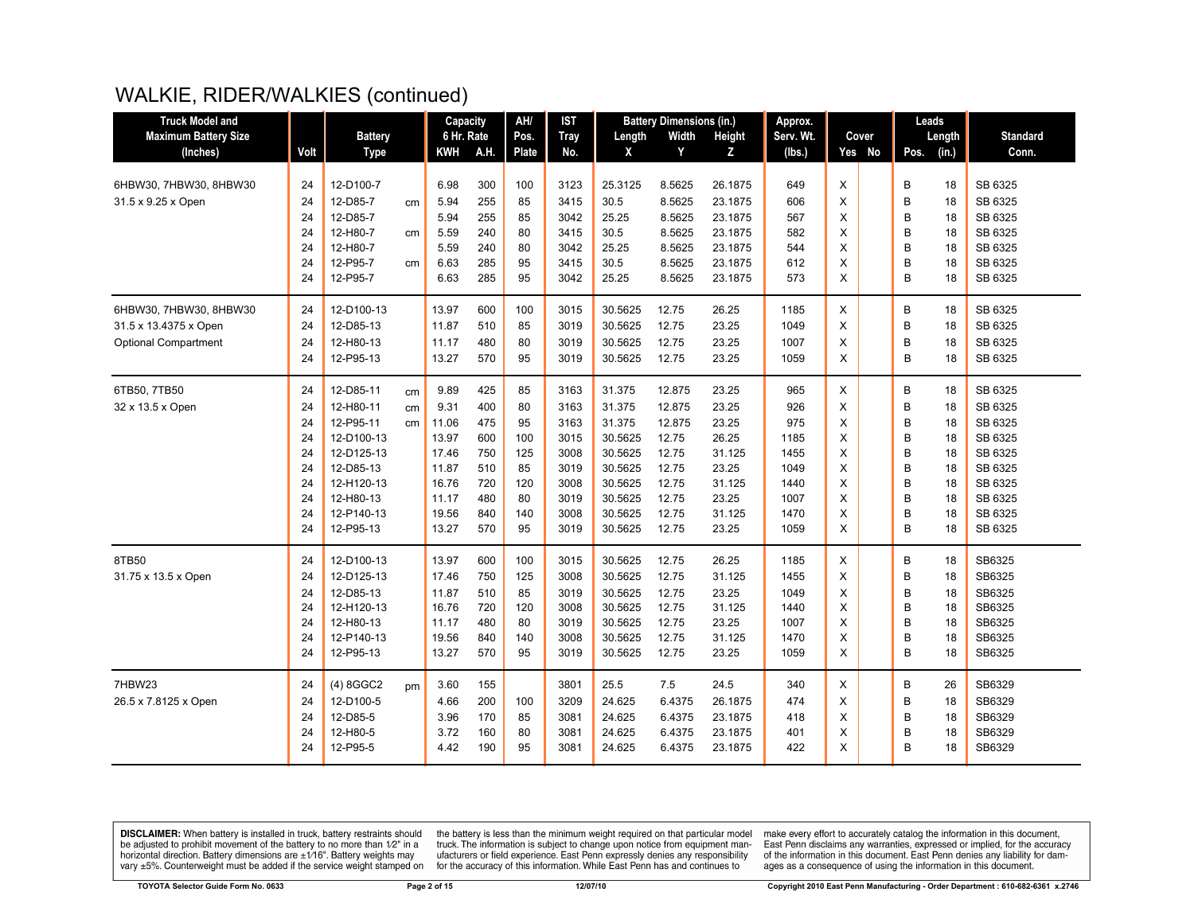# WALKIE, RIDER/WALKIES (continued)

| Truck Model and Maximum Battery Size (Inches) | Volt | Battery Type | | Capacity 6 Hr. Rate KWH | A.H. | AH/ Pos. Plate | IST Tray No. | Battery Dimensions (in.) Length X | Width Y | Height Z | Approx. Serv. Wt. (lbs.) | Cover Yes | No | Leads Pos. | Length (in.) | Standard Conn. |
|---|---|---|---|---|---|---|---|---|---|---|---|---|---|---|---|---|
| 6HBW30, 7HBW30, 8HBW30 | 24 | 12-D100-7 | | 6.98 | 300 | 100 | 3123 | 25.3125 | 8.5625 | 26.1875 | 649 | X | | B | 18 | SB 6325 |
| 31.5 x 9.25 x Open | 24 | 12-D85-7 | cm | 5.94 | 255 | 85 | 3415 | 30.5 | 8.5625 | 23.1875 | 606 | X | | B | 18 | SB 6325 |
| | 24 | 12-D85-7 | | 5.94 | 255 | 85 | 3042 | 25.25 | 8.5625 | 23.1875 | 567 | X | | B | 18 | SB 6325 |
| | 24 | 12-H80-7 | cm | 5.59 | 240 | 80 | 3415 | 30.5 | 8.5625 | 23.1875 | 582 | X | | B | 18 | SB 6325 |
| | 24 | 12-H80-7 | | 5.59 | 240 | 80 | 3042 | 25.25 | 8.5625 | 23.1875 | 544 | X | | B | 18 | SB 6325 |
| | 24 | 12-P95-7 | cm | 6.63 | 285 | 95 | 3415 | 30.5 | 8.5625 | 23.1875 | 612 | X | | B | 18 | SB 6325 |
| | 24 | 12-P95-7 | | 6.63 | 285 | 95 | 3042 | 25.25 | 8.5625 | 23.1875 | 573 | X | | B | 18 | SB 6325 |
| 6HBW30, 7HBW30, 8HBW30 | 24 | 12-D100-13 | | 13.97 | 600 | 100 | 3015 | 30.5625 | 12.75 | 26.25 | 1185 | X | | B | 18 | SB 6325 |
| 31.5 x 13.4375 x Open | 24 | 12-D85-13 | | 11.87 | 510 | 85 | 3019 | 30.5625 | 12.75 | 23.25 | 1049 | X | | B | 18 | SB 6325 |
| Optional Compartment | 24 | 12-H80-13 | | 11.17 | 480 | 80 | 3019 | 30.5625 | 12.75 | 23.25 | 1007 | X | | B | 18 | SB 6325 |
| | 24 | 12-P95-13 | | 13.27 | 570 | 95 | 3019 | 30.5625 | 12.75 | 23.25 | 1059 | X | | B | 18 | SB 6325 |
| 6TB50, 7TB50 | 24 | 12-D85-11 | cm | 9.89 | 425 | 85 | 3163 | 31.375 | 12.875 | 23.25 | 965 | X | | B | 18 | SB 6325 |
| 32 x 13.5 x Open | 24 | 12-H80-11 | cm | 9.31 | 400 | 80 | 3163 | 31.375 | 12.875 | 23.25 | 926 | X | | B | 18 | SB 6325 |
| | 24 | 12-P95-11 | cm | 11.06 | 475 | 95 | 3163 | 31.375 | 12.875 | 23.25 | 975 | X | | B | 18 | SB 6325 |
| | 24 | 12-D100-13 | | 13.97 | 600 | 100 | 3015 | 30.5625 | 12.75 | 26.25 | 1185 | X | | B | 18 | SB 6325 |
| | 24 | 12-D125-13 | | 17.46 | 750 | 125 | 3008 | 30.5625 | 12.75 | 31.125 | 1455 | X | | B | 18 | SB 6325 |
| | 24 | 12-D85-13 | | 11.87 | 510 | 85 | 3019 | 30.5625 | 12.75 | 23.25 | 1049 | X | | B | 18 | SB 6325 |
| | 24 | 12-H120-13 | | 16.76 | 720 | 120 | 3008 | 30.5625 | 12.75 | 31.125 | 1440 | X | | B | 18 | SB 6325 |
| | 24 | 12-H80-13 | | 11.17 | 480 | 80 | 3019 | 30.5625 | 12.75 | 23.25 | 1007 | X | | B | 18 | SB 6325 |
| | 24 | 12-P140-13 | | 19.56 | 840 | 140 | 3008 | 30.5625 | 12.75 | 31.125 | 1470 | X | | B | 18 | SB 6325 |
| | 24 | 12-P95-13 | | 13.27 | 570 | 95 | 3019 | 30.5625 | 12.75 | 23.25 | 1059 | X | | B | 18 | SB 6325 |
| 8TB50 | 24 | 12-D100-13 | | 13.97 | 600 | 100 | 3015 | 30.5625 | 12.75 | 26.25 | 1185 | X | | B | 18 | SB6325 |
| 31.75 x 13.5 x Open | 24 | 12-D125-13 | | 17.46 | 750 | 125 | 3008 | 30.5625 | 12.75 | 31.125 | 1455 | X | | B | 18 | SB6325 |
| | 24 | 12-D85-13 | | 11.87 | 510 | 85 | 3019 | 30.5625 | 12.75 | 23.25 | 1049 | X | | B | 18 | SB6325 |
| | 24 | 12-H120-13 | | 16.76 | 720 | 120 | 3008 | 30.5625 | 12.75 | 31.125 | 1440 | X | | B | 18 | SB6325 |
| | 24 | 12-H80-13 | | 11.17 | 480 | 80 | 3019 | 30.5625 | 12.75 | 23.25 | 1007 | X | | B | 18 | SB6325 |
| | 24 | 12-P140-13 | | 19.56 | 840 | 140 | 3008 | 30.5625 | 12.75 | 31.125 | 1470 | X | | B | 18 | SB6325 |
| | 24 | 12-P95-13 | | 13.27 | 570 | 95 | 3019 | 30.5625 | 12.75 | 23.25 | 1059 | X | | B | 18 | SB6325 |
| 7HBW23 | 24 | (4) 8GGC2 | pm | 3.60 | 155 | | 3801 | 25.5 | 7.5 | 24.5 | 340 | X | | B | 26 | SB6329 |
| 26.5 x 7.8125 x Open | 24 | 12-D100-5 | | 4.66 | 200 | 100 | 3209 | 24.625 | 6.4375 | 26.1875 | 474 | X | | B | 18 | SB6329 |
| | 24 | 12-D85-5 | | 3.96 | 170 | 85 | 3081 | 24.625 | 6.4375 | 23.1875 | 418 | X | | B | 18 | SB6329 |
| | 24 | 12-H80-5 | | 3.72 | 160 | 80 | 3081 | 24.625 | 6.4375 | 23.1875 | 401 | X | | B | 18 | SB6329 |
| | 24 | 12-P95-5 | | 4.42 | 190 | 95 | 3081 | 24.625 | 6.4375 | 23.1875 | 422 | X | | B | 18 | SB6329 |

**DISCLAIMER:** When battery is installed in truck, battery restraints should be adjusted to prohibit movement of the battery to no more than 1⁄2" in a horizontal direction. Battery dimensions are ±1⁄16". Battery weights may vary ±5%. Counterweight must be added if the service weight stamped on the battery is less than the minimum weight required on that particular model truck. The information is subject to change upon notice from equipment manufacturers or field experience. East Penn expressly denies any responsibility for the accuracy of this information. While East Penn has and continues to make every effort to accurately catalog the information in this document, East Penn disclaims any warranties, expressed or implied, for the accuracy of the information in this document. East Penn denies any liability for damages as a consequence of using the information in this document.

TOYOTA Selector Guide Form No. 0633 — 12/07/10 — Copyright 2010 East Penn Manufacturing - Order Department : 610-682-6361 x.2746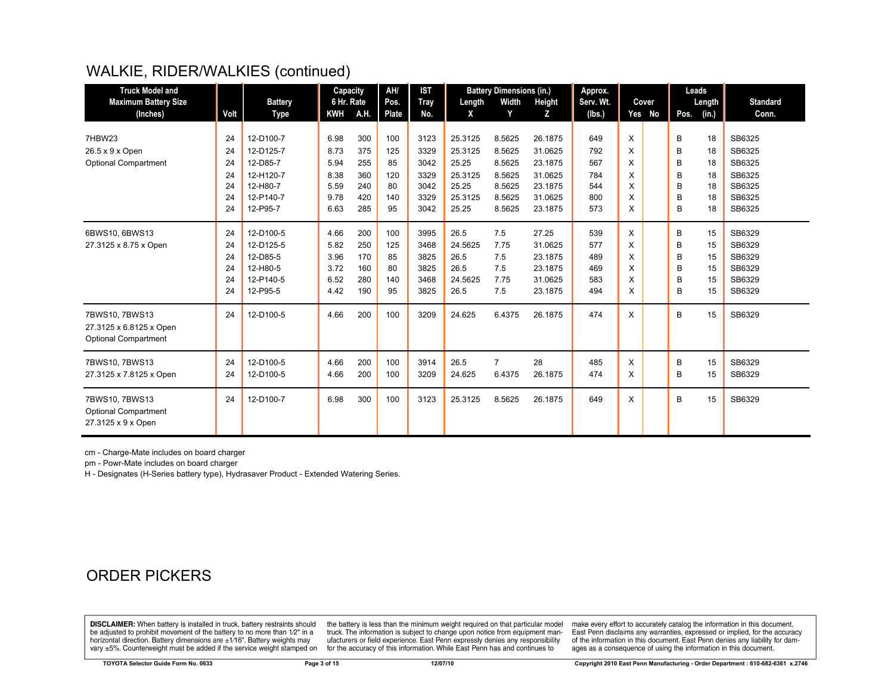## WALKIE, RIDER/WALKIES (continued)

| Truck Model and Maximum Battery Size (Inches) | Volt | Battery Type | Capacity 6 Hr. Rate KWH | A.H. | AH/ Pos. Plate | IST Tray No. | Battery Dimensions (in.) Length X | Width Y | Height Z | Approx. Serv. Wt. (lbs.) | Cover Yes | No | Leads Pos. | Length (in.) | Standard Conn. |
|---|---|---|---|---|---|---|---|---|---|---|---|---|---|---|---|
| 7HBW23 | 24 | 12-D100-7 | 6.98 | 300 | 100 | 3123 | 25.3125 | 8.5625 | 26.1875 | 649 | X | | B | 18 | SB6325 |
| 26.5 x 9 x Open | 24 | 12-D125-7 | 8.73 | 375 | 125 | 3329 | 25.3125 | 8.5625 | 31.0625 | 792 | X | | B | 18 | SB6325 |
| Optional Compartment | 24 | 12-D85-7 | 5.94 | 255 | 85 | 3042 | 25.25 | 8.5625 | 23.1875 | 567 | X | | B | 18 | SB6325 |
| | 24 | 12-H120-7 | 8.38 | 360 | 120 | 3329 | 25.3125 | 8.5625 | 31.0625 | 784 | X | | B | 18 | SB6325 |
| | 24 | 12-H80-7 | 5.59 | 240 | 80 | 3042 | 25.25 | 8.5625 | 23.1875 | 544 | X | | B | 18 | SB6325 |
| | 24 | 12-P140-7 | 9.78 | 420 | 140 | 3329 | 25.3125 | 8.5625 | 31.0625 | 800 | X | | B | 18 | SB6325 |
| | 24 | 12-P95-7 | 6.63 | 285 | 95 | 3042 | 25.25 | 8.5625 | 23.1875 | 573 | X | | B | 18 | SB6325 |
| 6BWS10, 6BWS13 | 24 | 12-D100-5 | 4.66 | 200 | 100 | 3995 | 26.5 | 7.5 | 27.25 | 539 | X | | B | 15 | SB6329 |
| 27.3125 x 8.75 x Open | 24 | 12-D125-5 | 5.82 | 250 | 125 | 3468 | 24.5625 | 7.75 | 31.0625 | 577 | X | | B | 15 | SB6329 |
| | 24 | 12-D85-5 | 3.96 | 170 | 85 | 3825 | 26.5 | 7.5 | 23.1875 | 489 | X | | B | 15 | SB6329 |
| | 24 | 12-H80-5 | 3.72 | 160 | 80 | 3825 | 26.5 | 7.5 | 23.1875 | 469 | X | | B | 15 | SB6329 |
| | 24 | 12-P140-5 | 6.52 | 280 | 140 | 3468 | 24.5625 | 7.75 | 31.0625 | 583 | X | | B | 15 | SB6329 |
| | 24 | 12-P95-5 | 4.42 | 190 | 95 | 3825 | 26.5 | 7.5 | 23.1875 | 494 | X | | B | 15 | SB6329 |
| 7BWS10, 7BWS13<br>27.3125 x 6.8125 x Open<br>Optional Compartment | 24 | 12-D100-5 | 4.66 | 200 | 100 | 3209 | 24.625 | 6.4375 | 26.1875 | 474 | X | | B | 15 | SB6329 |
| 7BWS10, 7BWS13 | 24 | 12-D100-5 | 4.66 | 200 | 100 | 3914 | 26.5 | 7 | 28 | 485 | X | | B | 15 | SB6329 |
| 27.3125 x 7.8125 x Open | 24 | 12-D100-5 | 4.66 | 200 | 100 | 3209 | 24.625 | 6.4375 | 26.1875 | 474 | X | | B | 15 | SB6329 |
| 7BWS10, 7BWS13<br>Optional Compartment<br>27.3125 x 9 x Open | 24 | 12-D100-7 | 6.98 | 300 | 100 | 3123 | 25.3125 | 8.5625 | 26.1875 | 649 | X | | B | 15 | SB6329 |

cm - Charge-Mate includes on board charger

pm - Powr-Mate includes on board charger

H - Designates (H-Series battery type), Hydrasaver Product - Extended Watering Series.

## ORDER PICKERS

**DISCLAIMER:** When battery is installed in truck, battery restraints should be adjusted to prohibit movement of the battery to no more than 1⁄2" in a horizontal direction. Battery dimensions are ±1⁄16". Battery weights may vary ±5%. Counterweight must be added if the service weight stamped on the battery is less than the minimum weight required on that particular model truck. The information is subject to change upon notice from equipment manufacturers or field experience. East Penn expressly denies any responsibility for the accuracy of this information. While East Penn has and continues to make every effort to accurately catalog the information in this document, East Penn disclaims any warranties, expressed or implied, for the accuracy of the information in this document. East Penn denies any liability for damages as a consequence of using the information in this document.

TOYOTA Selector Guide Form No. 0633 | 12/07/10 | Copyright 2010 East Penn Manufacturing - Order Department : 610-682-6361 x.2746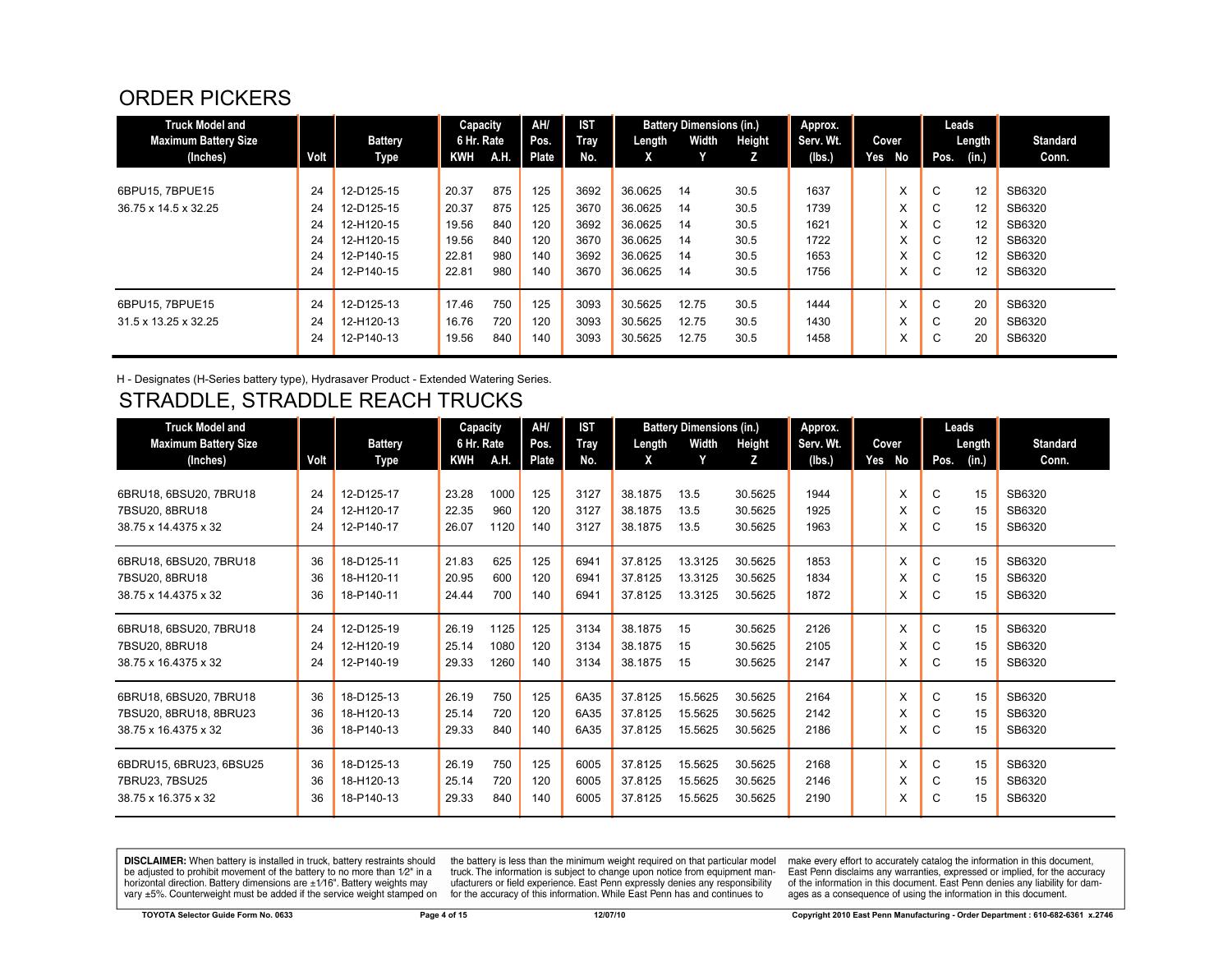## ORDER PICKERS

| Truck Model and Maximum Battery Size (Inches) | Volt | Battery Type | Capacity 6 Hr. Rate KWH | A.H. | AH/ Pos. Plate | IST Tray No. | Battery Dimensions (in.) Length X | Width Y | Height Z | Approx. Serv. Wt. (lbs.) | Cover Yes | No | Leads Pos. | Length (in.) | Standard Conn. |
|---|---|---|---|---|---|---|---|---|---|---|---|---|---|---|---|
| 6BPU15, 7BPUE15 | 24 | 12-D125-15 | 20.37 | 875 | 125 | 3692 | 36.0625 | 14 | 30.5 | 1637 | | X | C | 12 | SB6320 |
| 36.75 x 14.5 x 32.25 | 24 | 12-D125-15 | 20.37 | 875 | 125 | 3670 | 36.0625 | 14 | 30.5 | 1739 | | X | C | 12 | SB6320 |
| | 24 | 12-H120-15 | 19.56 | 840 | 120 | 3692 | 36.0625 | 14 | 30.5 | 1621 | | X | C | 12 | SB6320 |
| | 24 | 12-H120-15 | 19.56 | 840 | 120 | 3670 | 36.0625 | 14 | 30.5 | 1722 | | X | C | 12 | SB6320 |
| | 24 | 12-P140-15 | 22.81 | 980 | 140 | 3692 | 36.0625 | 14 | 30.5 | 1653 | | X | C | 12 | SB6320 |
| | 24 | 12-P140-15 | 22.81 | 980 | 140 | 3670 | 36.0625 | 14 | 30.5 | 1756 | | X | C | 12 | SB6320 |
| 6BPU15, 7BPUE15 | 24 | 12-D125-13 | 17.46 | 750 | 125 | 3093 | 30.5625 | 12.75 | 30.5 | 1444 | | X | C | 20 | SB6320 |
| 31.5 x 13.25 x 32.25 | 24 | 12-H120-13 | 16.76 | 720 | 120 | 3093 | 30.5625 | 12.75 | 30.5 | 1430 | | X | C | 20 | SB6320 |
| | 24 | 12-P140-13 | 19.56 | 840 | 140 | 3093 | 30.5625 | 12.75 | 30.5 | 1458 | | X | C | 20 | SB6320 |

H - Designates (H-Series battery type), Hydrasaver Product - Extended Watering Series.

## STRADDLE, STRADDLE REACH TRUCKS

| Truck Model and Maximum Battery Size (Inches) | Volt | Battery Type | Capacity 6 Hr. Rate KWH | A.H. | AH/ Pos. Plate | IST Tray No. | Battery Dimensions (in.) Length X | Width Y | Height Z | Approx. Serv. Wt. (lbs.) | Cover Yes | No | Leads Pos. | Length (in.) | Standard Conn. |
|---|---|---|---|---|---|---|---|---|---|---|---|---|---|---|---|
| 6BRU18, 6BSU20, 7BRU18 | 24 | 12-D125-17 | 23.28 | 1000 | 125 | 3127 | 38.1875 | 13.5 | 30.5625 | 1944 | | X | C | 15 | SB6320 |
| 7BSU20, 8BRU18 | 24 | 12-H120-17 | 22.35 | 960 | 120 | 3127 | 38.1875 | 13.5 | 30.5625 | 1925 | | X | C | 15 | SB6320 |
| 38.75 x 14.4375 x 32 | 24 | 12-P140-17 | 26.07 | 1120 | 140 | 3127 | 38.1875 | 13.5 | 30.5625 | 1963 | | X | C | 15 | SB6320 |
| 6BRU18, 6BSU20, 7BRU18 | 36 | 18-D125-11 | 21.83 | 625 | 125 | 6941 | 37.8125 | 13.3125 | 30.5625 | 1853 | | X | C | 15 | SB6320 |
| 7BSU20, 8BRU18 | 36 | 18-H120-11 | 20.95 | 600 | 120 | 6941 | 37.8125 | 13.3125 | 30.5625 | 1834 | | X | C | 15 | SB6320 |
| 38.75 x 14.4375 x 32 | 36 | 18-P140-11 | 24.44 | 700 | 140 | 6941 | 37.8125 | 13.3125 | 30.5625 | 1872 | | X | C | 15 | SB6320 |
| 6BRU18, 6BSU20, 7BRU18 | 24 | 12-D125-19 | 26.19 | 1125 | 125 | 3134 | 38.1875 | 15 | 30.5625 | 2126 | | X | C | 15 | SB6320 |
| 7BSU20, 8BRU18 | 24 | 12-H120-19 | 25.14 | 1080 | 120 | 3134 | 38.1875 | 15 | 30.5625 | 2105 | | X | C | 15 | SB6320 |
| 38.75 x 16.4375 x 32 | 24 | 12-P140-19 | 29.33 | 1260 | 140 | 3134 | 38.1875 | 15 | 30.5625 | 2147 | | X | C | 15 | SB6320 |
| 6BRU18, 6BSU20, 7BRU18 | 36 | 18-D125-13 | 26.19 | 750 | 125 | 6A35 | 37.8125 | 15.5625 | 30.5625 | 2164 | | X | C | 15 | SB6320 |
| 7BSU20, 8BRU18, 8BRU23 | 36 | 18-H120-13 | 25.14 | 720 | 120 | 6A35 | 37.8125 | 15.5625 | 30.5625 | 2142 | | X | C | 15 | SB6320 |
| 38.75 x 16.4375 x 32 | 36 | 18-P140-13 | 29.33 | 840 | 140 | 6A35 | 37.8125 | 15.5625 | 30.5625 | 2186 | | X | C | 15 | SB6320 |
| 6BDRU15, 6BRU23, 6BSU25 | 36 | 18-D125-13 | 26.19 | 750 | 125 | 6005 | 37.8125 | 15.5625 | 30.5625 | 2168 | | X | C | 15 | SB6320 |
| 7BRU23, 7BSU25 | 36 | 18-H120-13 | 25.14 | 720 | 120 | 6005 | 37.8125 | 15.5625 | 30.5625 | 2146 | | X | C | 15 | SB6320 |
| 38.75 x 16.375 x 32 | 36 | 18-P140-13 | 29.33 | 840 | 140 | 6005 | 37.8125 | 15.5625 | 30.5625 | 2190 | | X | C | 15 | SB6320 |

**DISCLAIMER:** When battery is installed in truck, battery restraints should be adjusted to prohibit movement of the battery to no more than 1⁄2" in a horizontal direction. Battery dimensions are ±1⁄16". Battery weights may vary ±5%. Counterweight must be added if the service weight stamped on the battery is less than the minimum weight required on that particular model truck. The information is subject to change upon notice from equipment manufacturers or field experience. East Penn expressly denies any responsibility for the accuracy of this information. While East Penn has and continues to make every effort to accurately catalog the information in this document, East Penn disclaims any warranties, expressed or implied, for the accuracy of the information in this document. East Penn denies any liability for damages as a consequence of using the information in this document.

TOYOTA Selector Guide Form No. 0633 12/07/10 Copyright 2010 East Penn Manufacturing - Order Department : 610-682-6361 x.2746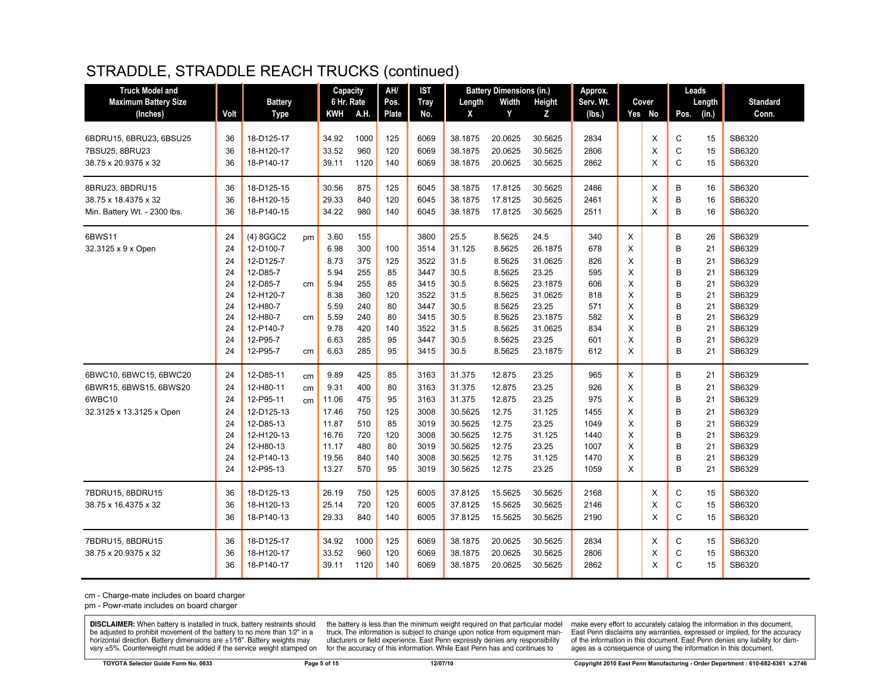# STRADDLE, STRADDLE REACH TRUCKS (continued)

| Truck Model and Maximum Battery Size (Inches) | Volt | Battery Type | | Capacity 6 Hr. Rate KWH | A.H. | AH/ Pos. Plate | IST Tray No. | Battery Dimensions (in.) Length X | Width Y | Height Z | Approx. Serv. Wt. (lbs.) | Cover Yes | No | Leads Pos. | Length (in.) | Standard Conn. |
|---|---|---|---|---|---|---|---|---|---|---|---|---|---|---|---|---|
| 6BDRU15, 6BRU23, 6BSU25 | 36 | 18-D125-17 | | 34.92 | 1000 | 125 | 6069 | 38.1875 | 20.0625 | 30.5625 | 2834 | | X | C | 15 | SB6320 |
| 7BSU25, 8BRU23 | 36 | 18-H120-17 | | 33.52 | 960 | 120 | 6069 | 38.1875 | 20.0625 | 30.5625 | 2806 | | X | C | 15 | SB6320 |
| 38.75 x 20.9375 x 32 | 36 | 18-P140-17 | | 39.11 | 1120 | 140 | 6069 | 38.1875 | 20.0625 | 30.5625 | 2862 | | X | C | 15 | SB6320 |
| 8BRU23, 8BDRU15 | 36 | 18-D125-15 | | 30.56 | 875 | 125 | 6045 | 38.1875 | 17.8125 | 30.5625 | 2486 | | X | B | 16 | SB6320 |
| 38.75 x 18.4375 x 32 | 36 | 18-H120-15 | | 29.33 | 840 | 120 | 6045 | 38.1875 | 17.8125 | 30.5625 | 2461 | | X | B | 16 | SB6320 |
| Min. Battery Wt. - 2300 lbs. | 36 | 18-P140-15 | | 34.22 | 980 | 140 | 6045 | 38.1875 | 17.8125 | 30.5625 | 2511 | | X | B | 16 | SB6320 |
| 6BWS11 | 24 | (4) 8GGC2 | pm | 3.60 | 155 | | 3800 | 25.5 | 8.5625 | 24.5 | 340 | X | | B | 26 | SB6329 |
| 32.3125 x 9 x Open | 24 | 12-D100-7 | | 6.98 | 300 | 100 | 3514 | 31.125 | 8.5625 | 26.1875 | 678 | X | | B | 21 | SB6329 |
| | 24 | 12-D125-7 | | 8.73 | 375 | 125 | 3522 | 31.5 | 8.5625 | 31.0625 | 826 | X | | B | 21 | SB6329 |
| | 24 | 12-D85-7 | | 5.94 | 255 | 85 | 3447 | 30.5 | 8.5625 | 23.25 | 595 | X | | B | 21 | SB6329 |
| | 24 | 12-D85-7 | cm | 5.94 | 255 | 85 | 3415 | 30.5 | 8.5625 | 23.1875 | 606 | X | | B | 21 | SB6329 |
| | 24 | 12-H120-7 | | 8.38 | 360 | 120 | 3522 | 31.5 | 8.5625 | 31.0625 | 818 | X | | B | 21 | SB6329 |
| | 24 | 12-H80-7 | | 5.59 | 240 | 80 | 3447 | 30.5 | 8.5625 | 23.25 | 571 | X | | B | 21 | SB6329 |
| | 24 | 12-H80-7 | cm | 5.59 | 240 | 80 | 3415 | 30.5 | 8.5625 | 23.1875 | 582 | X | | B | 21 | SB6329 |
| | 24 | 12-P140-7 | | 9.78 | 420 | 140 | 3522 | 31.5 | 8.5625 | 31.0625 | 834 | X | | B | 21 | SB6329 |
| | 24 | 12-P95-7 | | 6.63 | 285 | 95 | 3447 | 30.5 | 8.5625 | 23.25 | 601 | X | | B | 21 | SB6329 |
| | 24 | 12-P95-7 | cm | 6.63 | 285 | 95 | 3415 | 30.5 | 8.5625 | 23.1875 | 612 | X | | B | 21 | SB6329 |
| 6BWC10, 6BWC15, 6BWC20 | 24 | 12-D85-11 | cm | 9.89 | 425 | 85 | 3163 | 31.375 | 12.875 | 23.25 | 965 | X | | B | 21 | SB6329 |
| 6BWR15, 6BWS15, 6BWS20 | 24 | 12-H80-11 | cm | 9.31 | 400 | 80 | 3163 | 31.375 | 12.875 | 23.25 | 926 | X | | B | 21 | SB6329 |
| 6WBC10 | 24 | 12-P95-11 | cm | 11.06 | 475 | 95 | 3163 | 31.375 | 12.875 | 23.25 | 975 | X | | B | 21 | SB6329 |
| 32.3125 x 13.3125 x Open | 24 | 12-D125-13 | | 17.46 | 750 | 125 | 3008 | 30.5625 | 12.75 | 31.125 | 1455 | X | | B | 21 | SB6329 |
| | 24 | 12-D85-13 | | 11.87 | 510 | 85 | 3019 | 30.5625 | 12.75 | 23.25 | 1049 | X | | B | 21 | SB6329 |
| | 24 | 12-H120-13 | | 16.76 | 720 | 120 | 3008 | 30.5625 | 12.75 | 31.125 | 1440 | X | | B | 21 | SB6329 |
| | 24 | 12-H80-13 | | 11.17 | 480 | 80 | 3019 | 30.5625 | 12.75 | 23.25 | 1007 | X | | B | 21 | SB6329 |
| | 24 | 12-P140-13 | | 19.56 | 840 | 140 | 3008 | 30.5625 | 12.75 | 31.125 | 1470 | X | | B | 21 | SB6329 |
| | 24 | 12-P95-13 | | 13.27 | 570 | 95 | 3019 | 30.5625 | 12.75 | 23.25 | 1059 | X | | B | 21 | SB6329 |
| 7BDRU15, 8BDRU15 | 36 | 18-D125-13 | | 26.19 | 750 | 125 | 6005 | 37.8125 | 15.5625 | 30.5625 | 2168 | | X | C | 15 | SB6320 |
| 38.75 x 16.4375 x 32 | 36 | 18-H120-13 | | 25.14 | 720 | 120 | 6005 | 37.8125 | 15.5625 | 30.5625 | 2146 | | X | C | 15 | SB6320 |
| | 36 | 18-P140-13 | | 29.33 | 840 | 140 | 6005 | 37.8125 | 15.5625 | 30.5625 | 2190 | | X | C | 15 | SB6320 |
| 7BDRU15, 8BDRU15 | 36 | 18-D125-17 | | 34.92 | 1000 | 125 | 6069 | 38.1875 | 20.0625 | 30.5625 | 2834 | | X | C | 15 | SB6320 |
| 38.75 x 20.9375 x 32 | 36 | 18-H120-17 | | 33.52 | 960 | 120 | 6069 | 38.1875 | 20.0625 | 30.5625 | 2806 | | X | C | 15 | SB6320 |
| | 36 | 18-P140-17 | | 39.11 | 1120 | 140 | 6069 | 38.1875 | 20.0625 | 30.5625 | 2862 | | X | C | 15 | SB6320 |

cm - Charge-mate includes on board charger
pm - Powr-mate includes on board charger

**DISCLAIMER:** When battery is installed in truck, battery restraints should be adjusted to prohibit movement of the battery to no more than 1⁄2" in a horizontal direction. Battery dimensions are ±1⁄16". Battery weights may vary ±5%. Counterweight must be added if the service weight stamped on the battery is less than the minimum weight required on that particular model truck. The information is subject to change upon notice from equipment manufacturers or field experience. East Penn expressly denies any responsibility for the accuracy of this information. While East Penn has and continues to make every effort to accurately catalog the information in this document, East Penn disclaims any warranties, expressed or implied, for the accuracy of the information in this document. East Penn denies any liability for damages as a consequence of using the information in this document.

TOYOTA Selector Guide Form No. 0633 — 12/07/10 — Copyright 2010 East Penn Manufacturing - Order Department : 610-682-6361 x.2746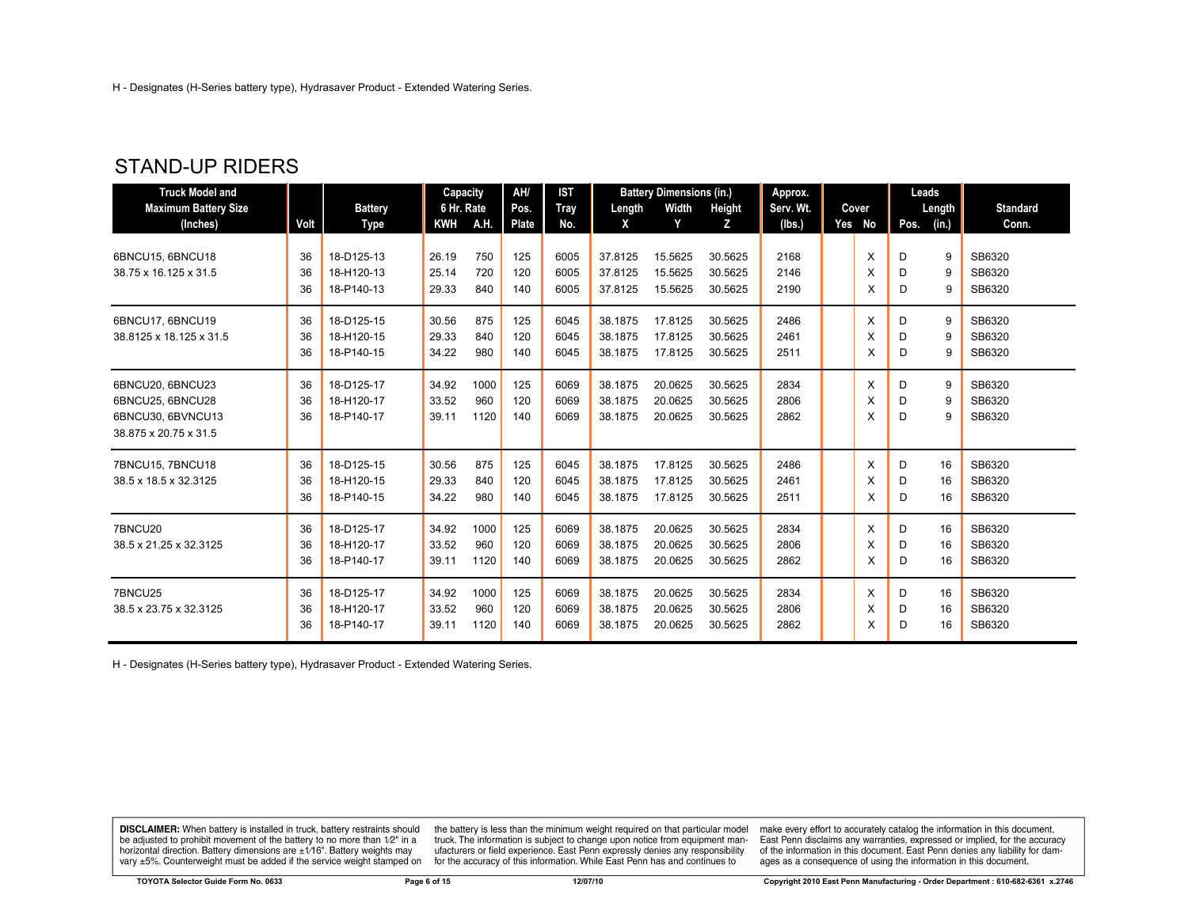H - Designates (H-Series battery type), Hydrasaver Product - Extended Watering Series.

## STAND-UP RIDERS

| Truck Model and Maximum Battery Size (Inches) | Volt | Battery Type | Capacity 6 Hr. Rate KWH | A.H. | AH/ Pos. Plate | IST Tray No. | Battery Dimensions (in.) Length X | Width Y | Height Z | Approx. Serv. Wt. (lbs.) | Cover Yes | No | Leads Pos. | Length (in.) | Standard Conn. |
|---|---|---|---|---|---|---|---|---|---|---|---|---|---|---|---|
| 6BNCU15, 6BNCU18 | 36 | 18-D125-13 | 26.19 | 750 | 125 | 6005 | 37.8125 | 15.5625 | 30.5625 | 2168 | | X | D | 9 | SB6320 |
| 38.75 x 16.125 x 31.5 | 36 | 18-H120-13 | 25.14 | 720 | 120 | 6005 | 37.8125 | 15.5625 | 30.5625 | 2146 | | X | D | 9 | SB6320 |
| | 36 | 18-P140-13 | 29.33 | 840 | 140 | 6005 | 37.8125 | 15.5625 | 30.5625 | 2190 | | X | D | 9 | SB6320 |
| 6BNCU17, 6BNCU19 | 36 | 18-D125-15 | 30.56 | 875 | 125 | 6045 | 38.1875 | 17.8125 | 30.5625 | 2486 | | X | D | 9 | SB6320 |
| 38.8125 x 18.125 x 31.5 | 36 | 18-H120-15 | 29.33 | 840 | 120 | 6045 | 38.1875 | 17.8125 | 30.5625 | 2461 | | X | D | 9 | SB6320 |
| | 36 | 18-P140-15 | 34.22 | 980 | 140 | 6045 | 38.1875 | 17.8125 | 30.5625 | 2511 | | X | D | 9 | SB6320 |
| 6BNCU20, 6BNCU23 | 36 | 18-D125-17 | 34.92 | 1000 | 125 | 6069 | 38.1875 | 20.0625 | 30.5625 | 2834 | | X | D | 9 | SB6320 |
| 6BNCU25, 6BNCU28 | 36 | 18-H120-17 | 33.52 | 960 | 120 | 6069 | 38.1875 | 20.0625 | 30.5625 | 2806 | | X | D | 9 | SB6320 |
| 6BNCU30, 6BVNCU13 | 36 | 18-P140-17 | 39.11 | 1120 | 140 | 6069 | 38.1875 | 20.0625 | 30.5625 | 2862 | | X | D | 9 | SB6320 |
| 38.875 x 20.75 x 31.5 | | | | | | | | | | | | | | | |
| 7BNCU15, 7BNCU18 | 36 | 18-D125-15 | 30.56 | 875 | 125 | 6045 | 38.1875 | 17.8125 | 30.5625 | 2486 | | X | D | 16 | SB6320 |
| 38.5 x 18.5 x 32.3125 | 36 | 18-H120-15 | 29.33 | 840 | 120 | 6045 | 38.1875 | 17.8125 | 30.5625 | 2461 | | X | D | 16 | SB6320 |
| | 36 | 18-P140-15 | 34.22 | 980 | 140 | 6045 | 38.1875 | 17.8125 | 30.5625 | 2511 | | X | D | 16 | SB6320 |
| 7BNCU20 | 36 | 18-D125-17 | 34.92 | 1000 | 125 | 6069 | 38.1875 | 20.0625 | 30.5625 | 2834 | | X | D | 16 | SB6320 |
| 38.5 x 21.25 x 32.3125 | 36 | 18-H120-17 | 33.52 | 960 | 120 | 6069 | 38.1875 | 20.0625 | 30.5625 | 2806 | | X | D | 16 | SB6320 |
| | 36 | 18-P140-17 | 39.11 | 1120 | 140 | 6069 | 38.1875 | 20.0625 | 30.5625 | 2862 | | X | D | 16 | SB6320 |
| 7BNCU25 | 36 | 18-D125-17 | 34.92 | 1000 | 125 | 6069 | 38.1875 | 20.0625 | 30.5625 | 2834 | | X | D | 16 | SB6320 |
| 38.5 x 23.75 x 32.3125 | 36 | 18-H120-17 | 33.52 | 960 | 120 | 6069 | 38.1875 | 20.0625 | 30.5625 | 2806 | | X | D | 16 | SB6320 |
| | 36 | 18-P140-17 | 39.11 | 1120 | 140 | 6069 | 38.1875 | 20.0625 | 30.5625 | 2862 | | X | D | 16 | SB6320 |

H - Designates (H-Series battery type), Hydrasaver Product - Extended Watering Series.

**DISCLAIMER:** When battery is installed in truck, battery restraints should be adjusted to prohibit movement of the battery to no more than 1⁄2" in a horizontal direction. Battery dimensions are ±1⁄16". Battery weights may vary ±5%. Counterweight must be added if the service weight stamped on the battery is less than the minimum weight required on that particular model truck. The information is subject to change upon notice from equipment manufacturers or field experience. East Penn expressly denies any responsibility for the accuracy of this information. While East Penn has and continues to make every effort to accurately catalog the information in this document, East Penn disclaims any warranties, expressed or implied, for the accuracy of the information in this document. East Penn denies any liability for damages as a consequence of using the information in this document.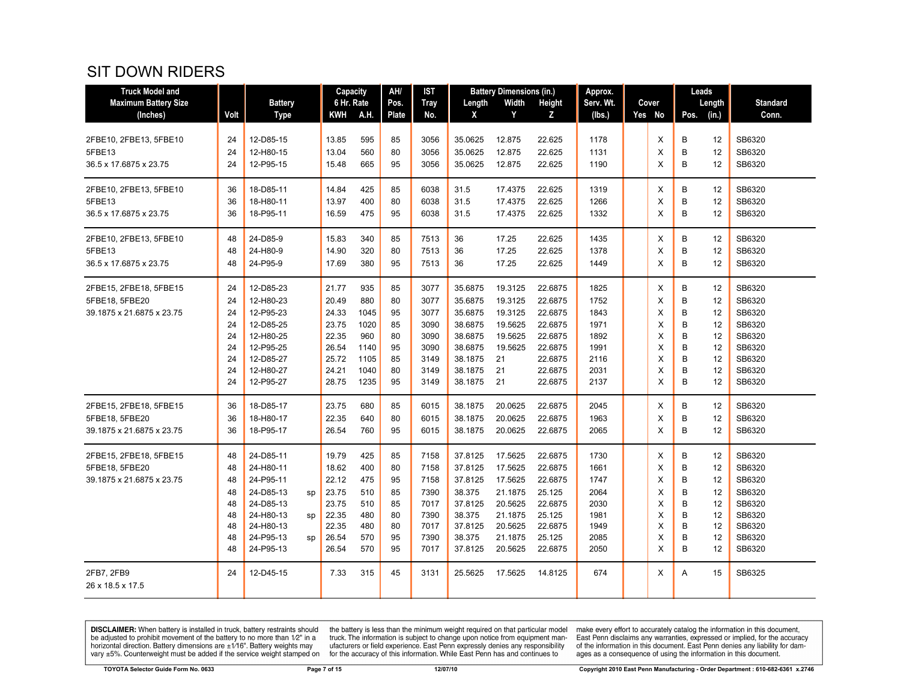# SIT DOWN RIDERS

| Truck Model and Maximum Battery Size (Inches) | Volt | Battery Type | | Capacity 6 Hr. Rate KWH | A.H. | AH/ Pos. Plate | IST Tray No. | Battery Dimensions (in.) Length X | Width Y | Height Z | Approx. Serv. Wt. (lbs.) | Cover Yes | No | Leads Pos. | Length (in.) | Standard Conn. |
|---|---|---|---|---|---|---|---|---|---|---|---|---|---|---|---|---|
| 2FBE10, 2FBE13, 5FBE10 | 24 | 12-D85-15 | | 13.85 | 595 | 85 | 3056 | 35.0625 | 12.875 | 22.625 | 1178 | | X | B | 12 | SB6320 |
| 5FBE13 | 24 | 12-H80-15 | | 13.04 | 560 | 80 | 3056 | 35.0625 | 12.875 | 22.625 | 1131 | | X | B | 12 | SB6320 |
| 36.5 x 17.6875 x 23.75 | 24 | 12-P95-15 | | 15.48 | 665 | 95 | 3056 | 35.0625 | 12.875 | 22.625 | 1190 | | X | B | 12 | SB6320 |
| 2FBE10, 2FBE13, 5FBE10 | 36 | 18-D85-11 | | 14.84 | 425 | 85 | 6038 | 31.5 | 17.4375 | 22.625 | 1319 | | X | B | 12 | SB6320 |
| 5FBE13 | 36 | 18-H80-11 | | 13.97 | 400 | 80 | 6038 | 31.5 | 17.4375 | 22.625 | 1266 | | X | B | 12 | SB6320 |
| 36.5 x 17.6875 x 23.75 | 36 | 18-P95-11 | | 16.59 | 475 | 95 | 6038 | 31.5 | 17.4375 | 22.625 | 1332 | | X | B | 12 | SB6320 |
| 2FBE10, 2FBE13, 5FBE10 | 48 | 24-D85-9 | | 15.83 | 340 | 85 | 7513 | 36 | 17.25 | 22.625 | 1435 | | X | B | 12 | SB6320 |
| 5FBE13 | 48 | 24-H80-9 | | 14.90 | 320 | 80 | 7513 | 36 | 17.25 | 22.625 | 1378 | | X | B | 12 | SB6320 |
| 36.5 x 17.6875 x 23.75 | 48 | 24-P95-9 | | 17.69 | 380 | 95 | 7513 | 36 | 17.25 | 22.625 | 1449 | | X | B | 12 | SB6320 |
| 2FBE15, 2FBE18, 5FBE15 | 24 | 12-D85-23 | | 21.77 | 935 | 85 | 3077 | 35.6875 | 19.3125 | 22.6875 | 1825 | | X | B | 12 | SB6320 |
| 5FBE18, 5FBE20 | 24 | 12-H80-23 | | 20.49 | 880 | 80 | 3077 | 35.6875 | 19.3125 | 22.6875 | 1752 | | X | B | 12 | SB6320 |
| 39.1875 x 21.6875 x 23.75 | 24 | 12-P95-23 | | 24.33 | 1045 | 95 | 3077 | 35.6875 | 19.3125 | 22.6875 | 1843 | | X | B | 12 | SB6320 |
| | 24 | 12-D85-25 | | 23.75 | 1020 | 85 | 3090 | 38.6875 | 19.5625 | 22.6875 | 1971 | | X | B | 12 | SB6320 |
| | 24 | 12-H80-25 | | 22.35 | 960 | 80 | 3090 | 38.6875 | 19.5625 | 22.6875 | 1892 | | X | B | 12 | SB6320 |
| | 24 | 12-P95-25 | | 26.54 | 1140 | 95 | 3090 | 38.6875 | 19.5625 | 22.6875 | 1991 | | X | B | 12 | SB6320 |
| | 24 | 12-D85-27 | | 25.72 | 1105 | 85 | 3149 | 38.1875 | 21 | 22.6875 | 2116 | | X | B | 12 | SB6320 |
| | 24 | 12-H80-27 | | 24.21 | 1040 | 80 | 3149 | 38.1875 | 21 | 22.6875 | 2031 | | X | B | 12 | SB6320 |
| | 24 | 12-P95-27 | | 28.75 | 1235 | 95 | 3149 | 38.1875 | 21 | 22.6875 | 2137 | | X | B | 12 | SB6320 |
| 2FBE15, 2FBE18, 5FBE15 | 36 | 18-D85-17 | | 23.75 | 680 | 85 | 6015 | 38.1875 | 20.0625 | 22.6875 | 2045 | | X | B | 12 | SB6320 |
| 5FBE18, 5FBE20 | 36 | 18-H80-17 | | 22.35 | 640 | 80 | 6015 | 38.1875 | 20.0625 | 22.6875 | 1963 | | X | B | 12 | SB6320 |
| 39.1875 x 21.6875 x 23.75 | 36 | 18-P95-17 | | 26.54 | 760 | 95 | 6015 | 38.1875 | 20.0625 | 22.6875 | 2065 | | X | B | 12 | SB6320 |
| 2FBE15, 2FBE18, 5FBE15 | 48 | 24-D85-11 | | 19.79 | 425 | 85 | 7158 | 37.8125 | 17.5625 | 22.6875 | 1730 | | X | B | 12 | SB6320 |
| 5FBE18, 5FBE20 | 48 | 24-H80-11 | | 18.62 | 400 | 80 | 7158 | 37.8125 | 17.5625 | 22.6875 | 1661 | | X | B | 12 | SB6320 |
| 39.1875 x 21.6875 x 23.75 | 48 | 24-P95-11 | | 22.12 | 475 | 95 | 7158 | 37.8125 | 17.5625 | 22.6875 | 1747 | | X | B | 12 | SB6320 |
| | 48 | 24-D85-13 | sp | 23.75 | 510 | 85 | 7390 | 38.375 | 21.1875 | 25.125 | 2064 | | X | B | 12 | SB6320 |
| | 48 | 24-D85-13 | | 23.75 | 510 | 85 | 7017 | 37.8125 | 20.5625 | 22.6875 | 2030 | | X | B | 12 | SB6320 |
| | 48 | 24-H80-13 | sp | 22.35 | 480 | 80 | 7390 | 38.375 | 21.1875 | 25.125 | 1981 | | X | B | 12 | SB6320 |
| | 48 | 24-H80-13 | | 22.35 | 480 | 80 | 7017 | 37.8125 | 20.5625 | 22.6875 | 1949 | | X | B | 12 | SB6320 |
| | 48 | 24-P95-13 | sp | 26.54 | 570 | 95 | 7390 | 38.375 | 21.1875 | 25.125 | 2085 | | X | B | 12 | SB6320 |
| | 48 | 24-P95-13 | | 26.54 | 570 | 95 | 7017 | 37.8125 | 20.5625 | 22.6875 | 2050 | | X | B | 12 | SB6320 |
| 2FB7, 2FB9 | 24 | 12-D45-15 | | 7.33 | 315 | 45 | 3131 | 25.5625 | 17.5625 | 14.8125 | 674 | | X | A | 15 | SB6325 |
| 26 x 18.5 x 17.5 | | | | | | | | | | | | | | | | |

**DISCLAIMER:** When battery is installed in truck, battery restraints should be adjusted to prohibit movement of the battery to no more than 1⁄2" in a horizontal direction. Battery dimensions are ±1⁄16". Battery weights may vary ±5%. Counterweight must be added if the service weight stamped on the battery is less than the minimum weight required on that particular model truck. The information is subject to change upon notice from equipment manufacturers or field experience. East Penn expressly denies any responsibility for the accuracy of this information. While East Penn has and continues to make every effort to accurately catalog the information in this document, East Penn disclaims any warranties, expressed or implied, for the accuracy of the information in this document. East Penn denies any liability for damages as a consequence of using the information in this document.

TOYOTA Selector Guide Form No. 0633 — 12/07/10 — Copyright 2010 East Penn Manufacturing - Order Department : 610-682-6361 x.2746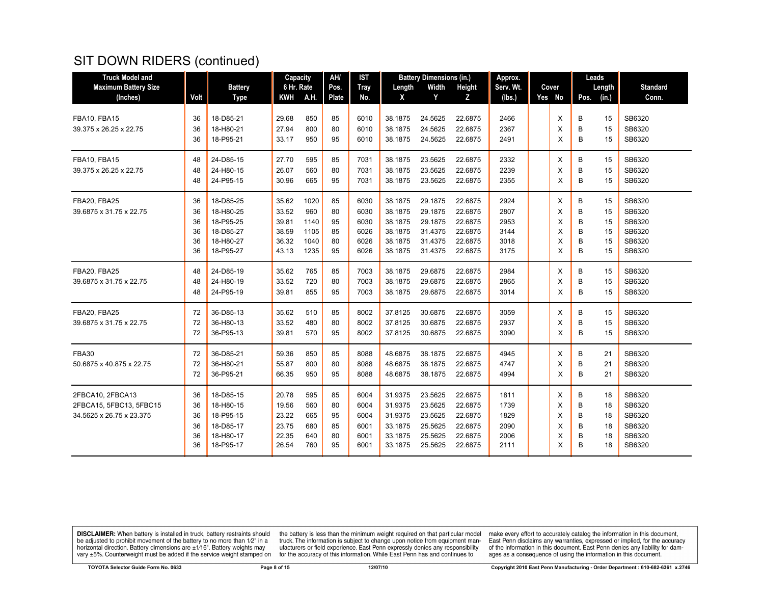# SIT DOWN RIDERS (continued)

| Truck Model and Maximum Battery Size (Inches) | Volt | Battery Type | Capacity 6 Hr. Rate KWH | A.H. | AH/ Pos. Plate | IST Tray No. | Battery Dimensions (in.) Length X | Width Y | Height Z | Approx. Serv. Wt. (lbs.) | Cover Yes | No | Leads Pos. | Length (in.) | Standard Conn. |
|---|---|---|---|---|---|---|---|---|---|---|---|---|---|---|---|
| FBA10, FBA15 | 36 | 18-D85-21 | 29.68 | 850 | 85 | 6010 | 38.1875 | 24.5625 | 22.6875 | 2466 | | X | B | 15 | SB6320 |
| 39.375 x 26.25 x 22.75 | 36 | 18-H80-21 | 27.94 | 800 | 80 | 6010 | 38.1875 | 24.5625 | 22.6875 | 2367 | | X | B | 15 | SB6320 |
| | 36 | 18-P95-21 | 33.17 | 950 | 95 | 6010 | 38.1875 | 24.5625 | 22.6875 | 2491 | | X | B | 15 | SB6320 |
| FBA10, FBA15 | 48 | 24-D85-15 | 27.70 | 595 | 85 | 7031 | 38.1875 | 23.5625 | 22.6875 | 2332 | | X | B | 15 | SB6320 |
| 39.375 x 26.25 x 22.75 | 48 | 24-H80-15 | 26.07 | 560 | 80 | 7031 | 38.1875 | 23.5625 | 22.6875 | 2239 | | X | B | 15 | SB6320 |
| | 48 | 24-P95-15 | 30.96 | 665 | 95 | 7031 | 38.1875 | 23.5625 | 22.6875 | 2355 | | X | B | 15 | SB6320 |
| FBA20, FBA25 | 36 | 18-D85-25 | 35.62 | 1020 | 85 | 6030 | 38.1875 | 29.1875 | 22.6875 | 2924 | | X | B | 15 | SB6320 |
| 39.6875 x 31.75 x 22.75 | 36 | 18-H80-25 | 33.52 | 960 | 80 | 6030 | 38.1875 | 29.1875 | 22.6875 | 2807 | | X | B | 15 | SB6320 |
| | 36 | 18-P95-25 | 39.81 | 1140 | 95 | 6030 | 38.1875 | 29.1875 | 22.6875 | 2953 | | X | B | 15 | SB6320 |
| | 36 | 18-D85-27 | 38.59 | 1105 | 85 | 6026 | 38.1875 | 31.4375 | 22.6875 | 3144 | | X | B | 15 | SB6320 |
| | 36 | 18-H80-27 | 36.32 | 1040 | 80 | 6026 | 38.1875 | 31.4375 | 22.6875 | 3018 | | X | B | 15 | SB6320 |
| | 36 | 18-P95-27 | 43.13 | 1235 | 95 | 6026 | 38.1875 | 31.4375 | 22.6875 | 3175 | | X | B | 15 | SB6320 |
| FBA20, FBA25 | 48 | 24-D85-19 | 35.62 | 765 | 85 | 7003 | 38.1875 | 29.6875 | 22.6875 | 2984 | | X | B | 15 | SB6320 |
| 39.6875 x 31.75 x 22.75 | 48 | 24-H80-19 | 33.52 | 720 | 80 | 7003 | 38.1875 | 29.6875 | 22.6875 | 2865 | | X | B | 15 | SB6320 |
| | 48 | 24-P95-19 | 39.81 | 855 | 95 | 7003 | 38.1875 | 29.6875 | 22.6875 | 3014 | | X | B | 15 | SB6320 |
| FBA20, FBA25 | 72 | 36-D85-13 | 35.62 | 510 | 85 | 8002 | 37.8125 | 30.6875 | 22.6875 | 3059 | | X | B | 15 | SB6320 |
| 39.6875 x 31.75 x 22.75 | 72 | 36-H80-13 | 33.52 | 480 | 80 | 8002 | 37.8125 | 30.6875 | 22.6875 | 2937 | | X | B | 15 | SB6320 |
| | 72 | 36-P95-13 | 39.81 | 570 | 95 | 8002 | 37.8125 | 30.6875 | 22.6875 | 3090 | | X | B | 15 | SB6320 |
| FBA30 | 72 | 36-D85-21 | 59.36 | 850 | 85 | 8088 | 48.6875 | 38.1875 | 22.6875 | 4945 | | X | B | 21 | SB6320 |
| 50.6875 x 40.875 x 22.75 | 72 | 36-H80-21 | 55.87 | 800 | 80 | 8088 | 48.6875 | 38.1875 | 22.6875 | 4747 | | X | B | 21 | SB6320 |
| | 72 | 36-P95-21 | 66.35 | 950 | 95 | 8088 | 48.6875 | 38.1875 | 22.6875 | 4994 | | X | B | 21 | SB6320 |
| 2FBCA10, 2FBCA13 | 36 | 18-D85-15 | 20.78 | 595 | 85 | 6004 | 31.9375 | 23.5625 | 22.6875 | 1811 | | X | B | 18 | SB6320 |
| 2FBCA15, 5FBC13, 5FBC15 | 36 | 18-H80-15 | 19.56 | 560 | 80 | 6004 | 31.9375 | 23.5625 | 22.6875 | 1739 | | X | B | 18 | SB6320 |
| 34.5625 x 26.75 x 23.375 | 36 | 18-P95-15 | 23.22 | 665 | 95 | 6004 | 31.9375 | 23.5625 | 22.6875 | 1829 | | X | B | 18 | SB6320 |
| | 36 | 18-D85-17 | 23.75 | 680 | 85 | 6001 | 33.1875 | 25.5625 | 22.6875 | 2090 | | X | B | 18 | SB6320 |
| | 36 | 18-H80-17 | 22.35 | 640 | 80 | 6001 | 33.1875 | 25.5625 | 22.6875 | 2006 | | X | B | 18 | SB6320 |
| | 36 | 18-P95-17 | 26.54 | 760 | 95 | 6001 | 33.1875 | 25.5625 | 22.6875 | 2111 | | X | B | 18 | SB6320 |

**DISCLAIMER:** When battery is installed in truck, battery restraints should be adjusted to prohibit movement of the battery to no more than 1⁄2" in a horizontal direction. Battery dimensions are ±1⁄16". Battery weights may vary ±5%. Counterweight must be added if the service weight stamped on the battery is less than the minimum weight required on that particular model truck. The information is subject to change upon notice from equipment manufacturers or field experience. East Penn expressly denies any responsibility for the accuracy of this information. While East Penn has and continues to make every effort to accurately catalog the information in this document, East Penn disclaims any warranties, expressed or implied, for the accuracy of the information in this document. East Penn denies any liability for damages as a consequence of using the information in this document.

TOYOTA Selector Guide Form No. 0633 | 12/07/10 | Copyright 2010 East Penn Manufacturing - Order Department : 610-682-6361 x.2746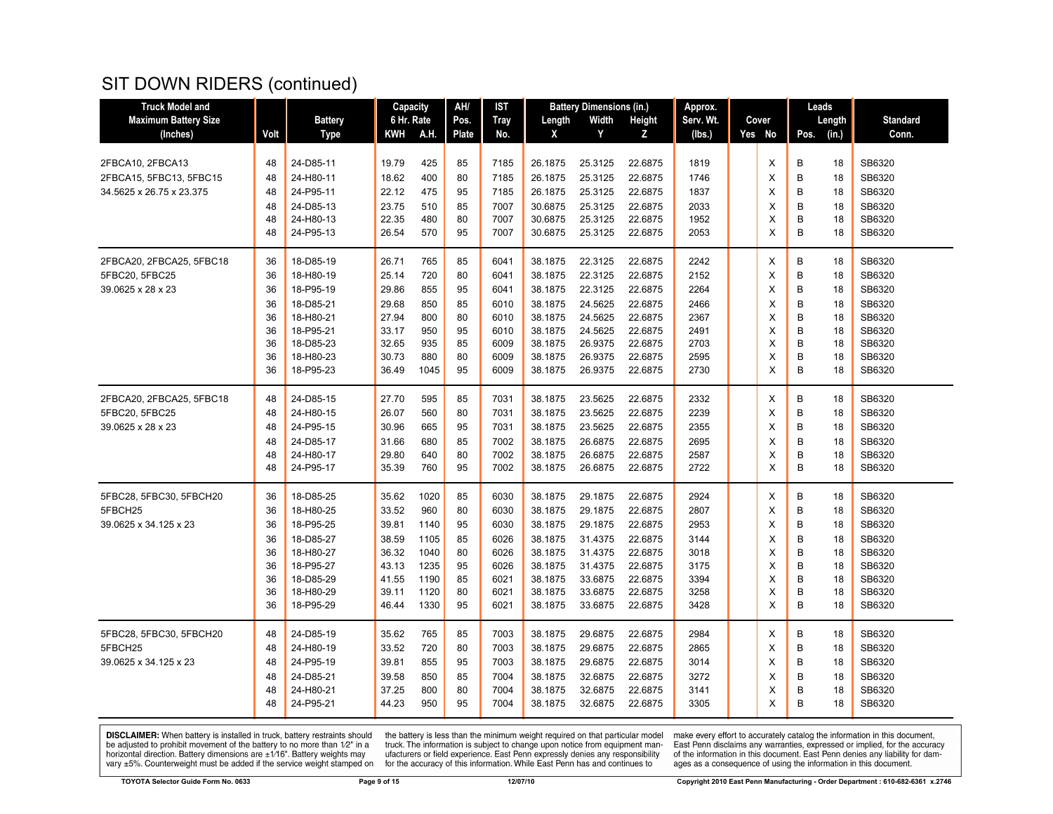# SIT DOWN RIDERS (continued)

| Truck Model and Maximum Battery Size (Inches) | Volt | Battery Type | Capacity 6 Hr. Rate | | AH/ Pos. Plate | IST Tray No. | Battery Dimensions (in.) | | | Approx. Serv. Wt. (lbs.) | Cover | | Leads | | Standard Conn. |
|---|---|---|---|---|---|---|---|---|---|---|---|---|---|---|---|
| | | | KWH | A.H. | | | Length X | Width Y | Height Z | | Yes | No | Pos. | Length (in.) | |
| 2FBCA10, 2FBCA13 | 48 | 24-D85-11 | 19.79 | 425 | 85 | 7185 | 26.1875 | 25.3125 | 22.6875 | 1819 | | X | B | 18 | SB6320 |
| 2FBCA15, 5FBC13, 5FBC15 | 48 | 24-H80-11 | 18.62 | 400 | 80 | 7185 | 26.1875 | 25.3125 | 22.6875 | 1746 | | X | B | 18 | SB6320 |
| 34.5625 x 26.75 x 23.375 | 48 | 24-P95-11 | 22.12 | 475 | 95 | 7185 | 26.1875 | 25.3125 | 22.6875 | 1837 | | X | B | 18 | SB6320 |
| | 48 | 24-D85-13 | 23.75 | 510 | 85 | 7007 | 30.6875 | 25.3125 | 22.6875 | 2033 | | X | B | 18 | SB6320 |
| | 48 | 24-H80-13 | 22.35 | 480 | 80 | 7007 | 30.6875 | 25.3125 | 22.6875 | 1952 | | X | B | 18 | SB6320 |
| | 48 | 24-P95-13 | 26.54 | 570 | 95 | 7007 | 30.6875 | 25.3125 | 22.6875 | 2053 | | X | B | 18 | SB6320 |
| 2FBCA20, 2FBCA25, 5FBC18 | 36 | 18-D85-19 | 26.71 | 765 | 85 | 6041 | 38.1875 | 22.3125 | 22.6875 | 2242 | | X | B | 18 | SB6320 |
| 5FBC20, 5FBC25 | 36 | 18-H80-19 | 25.14 | 720 | 80 | 6041 | 38.1875 | 22.3125 | 22.6875 | 2152 | | X | B | 18 | SB6320 |
| 39.0625 x 28 x 23 | 36 | 18-P95-19 | 29.86 | 855 | 95 | 6041 | 38.1875 | 22.3125 | 22.6875 | 2264 | | X | B | 18 | SB6320 |
| | 36 | 18-D85-21 | 29.68 | 850 | 85 | 6010 | 38.1875 | 24.5625 | 22.6875 | 2466 | | X | B | 18 | SB6320 |
| | 36 | 18-H80-21 | 27.94 | 800 | 80 | 6010 | 38.1875 | 24.5625 | 22.6875 | 2367 | | X | B | 18 | SB6320 |
| | 36 | 18-P95-21 | 33.17 | 950 | 95 | 6010 | 38.1875 | 24.5625 | 22.6875 | 2491 | | X | B | 18 | SB6320 |
| | 36 | 18-D85-23 | 32.65 | 935 | 85 | 6009 | 38.1875 | 26.9375 | 22.6875 | 2703 | | X | B | 18 | SB6320 |
| | 36 | 18-H80-23 | 30.73 | 880 | 80 | 6009 | 38.1875 | 26.9375 | 22.6875 | 2595 | | X | B | 18 | SB6320 |
| | 36 | 18-P95-23 | 36.49 | 1045 | 95 | 6009 | 38.1875 | 26.9375 | 22.6875 | 2730 | | X | B | 18 | SB6320 |
| 2FBCA20, 2FBCA25, 5FBC18 | 48 | 24-D85-15 | 27.70 | 595 | 85 | 7031 | 38.1875 | 23.5625 | 22.6875 | 2332 | | X | B | 18 | SB6320 |
| 5FBC20, 5FBC25 | 48 | 24-H80-15 | 26.07 | 560 | 80 | 7031 | 38.1875 | 23.5625 | 22.6875 | 2239 | | X | B | 18 | SB6320 |
| 39.0625 x 28 x 23 | 48 | 24-P95-15 | 30.96 | 665 | 95 | 7031 | 38.1875 | 23.5625 | 22.6875 | 2355 | | X | B | 18 | SB6320 |
| | 48 | 24-D85-17 | 31.66 | 680 | 85 | 7002 | 38.1875 | 26.6875 | 22.6875 | 2695 | | X | B | 18 | SB6320 |
| | 48 | 24-H80-17 | 29.80 | 640 | 80 | 7002 | 38.1875 | 26.6875 | 22.6875 | 2587 | | X | B | 18 | SB6320 |
| | 48 | 24-P95-17 | 35.39 | 760 | 95 | 7002 | 38.1875 | 26.6875 | 22.6875 | 2722 | | X | B | 18 | SB6320 |
| 5FBC28, 5FBC30, 5FBCH20 | 36 | 18-D85-25 | 35.62 | 1020 | 85 | 6030 | 38.1875 | 29.1875 | 22.6875 | 2924 | | X | B | 18 | SB6320 |
| 5FBCH25 | 36 | 18-H80-25 | 33.52 | 960 | 80 | 6030 | 38.1875 | 29.1875 | 22.6875 | 2807 | | X | B | 18 | SB6320 |
| 39.0625 x 34.125 x 23 | 36 | 18-P95-25 | 39.81 | 1140 | 95 | 6030 | 38.1875 | 29.1875 | 22.6875 | 2953 | | X | B | 18 | SB6320 |
| | 36 | 18-D85-27 | 38.59 | 1105 | 85 | 6026 | 38.1875 | 31.4375 | 22.6875 | 3144 | | X | B | 18 | SB6320 |
| | 36 | 18-H80-27 | 36.32 | 1040 | 80 | 6026 | 38.1875 | 31.4375 | 22.6875 | 3018 | | X | B | 18 | SB6320 |
| | 36 | 18-P95-27 | 43.13 | 1235 | 95 | 6026 | 38.1875 | 31.4375 | 22.6875 | 3175 | | X | B | 18 | SB6320 |
| | 36 | 18-D85-29 | 41.55 | 1190 | 85 | 6021 | 38.1875 | 33.6875 | 22.6875 | 3394 | | X | B | 18 | SB6320 |
| | 36 | 18-H80-29 | 39.11 | 1120 | 80 | 6021 | 38.1875 | 33.6875 | 22.6875 | 3258 | | X | B | 18 | SB6320 |
| | 36 | 18-P95-29 | 46.44 | 1330 | 95 | 6021 | 38.1875 | 33.6875 | 22.6875 | 3428 | | X | B | 18 | SB6320 |
| 5FBC28, 5FBC30, 5FBCH20 | 48 | 24-D85-19 | 35.62 | 765 | 85 | 7003 | 38.1875 | 29.6875 | 22.6875 | 2984 | | X | B | 18 | SB6320 |
| 5FBCH25 | 48 | 24-H80-19 | 33.52 | 720 | 80 | 7003 | 38.1875 | 29.6875 | 22.6875 | 2865 | | X | B | 18 | SB6320 |
| 39.0625 x 34.125 x 23 | 48 | 24-P95-19 | 39.81 | 855 | 95 | 7003 | 38.1875 | 29.6875 | 22.6875 | 3014 | | X | B | 18 | SB6320 |
| | 48 | 24-D85-21 | 39.58 | 850 | 85 | 7004 | 38.1875 | 32.6875 | 22.6875 | 3272 | | X | B | 18 | SB6320 |
| | 48 | 24-H80-21 | 37.25 | 800 | 80 | 7004 | 38.1875 | 32.6875 | 22.6875 | 3141 | | X | B | 18 | SB6320 |
| | 48 | 24-P95-21 | 44.23 | 950 | 95 | 7004 | 38.1875 | 32.6875 | 22.6875 | 3305 | | X | B | 18 | SB6320 |

**DISCLAIMER:** When battery is installed in truck, battery restraints should be adjusted to prohibit movement of the battery to no more than 1⁄2" in a horizontal direction. Battery dimensions are ±1⁄16". Battery weights may vary ±5%. Counterweight must be added if the service weight stamped on the battery is less than the minimum weight required on that particular model truck. The information is subject to change upon notice from equipment manufacturers or field experience. East Penn expressly denies any responsibility for the accuracy of this information. While East Penn has and continues to make every effort to accurately catalog the information in this document, East Penn disclaims any warranties, expressed or implied, for the accuracy of the information in this document. East Penn denies any liability for damages as a consequence of using the information in this document.

TOYOTA Selector Guide Form No. 0633 — 12/07/10 — Copyright 2010 East Penn Manufacturing - Order Department : 610-682-6361 x.2746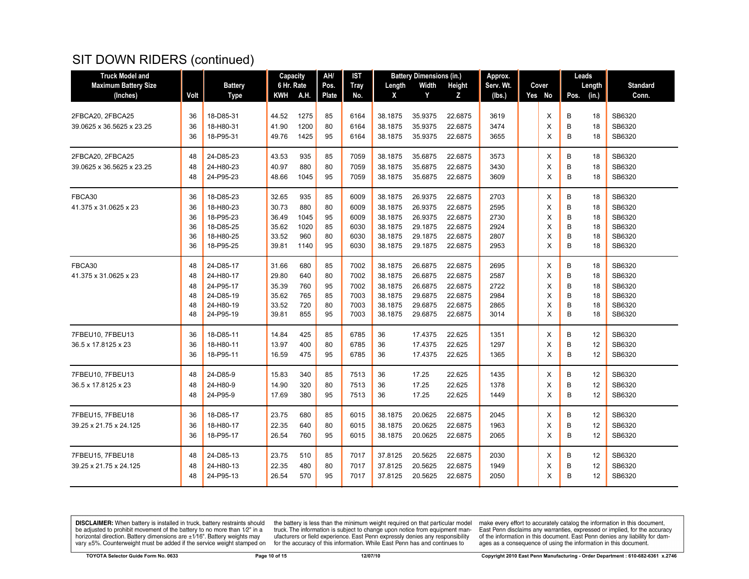# SIT DOWN RIDERS (continued)

| Truck Model and Maximum Battery Size (Inches) | Volt | Battery Type | Capacity 6 Hr. Rate KWH | A.H. | AH/ Pos. Plate | IST Tray No. | Battery Dimensions (in.) Length X | Width Y | Height Z | Approx. Serv. Wt. (lbs.) | Cover Yes | No | Leads Pos. | Length (in.) | Standard Conn. |
|---|---|---|---|---|---|---|---|---|---|---|---|---|---|---|---|
| 2FBCA20, 2FBCA25 | 36 | 18-D85-31 | 44.52 | 1275 | 85 | 6164 | 38.1875 | 35.9375 | 22.6875 | 3619 | | X | B | 18 | SB6320 |
| 39.0625 x 36.5625 x 23.25 | 36 | 18-H80-31 | 41.90 | 1200 | 80 | 6164 | 38.1875 | 35.9375 | 22.6875 | 3474 | | X | B | 18 | SB6320 |
| | 36 | 18-P95-31 | 49.76 | 1425 | 95 | 6164 | 38.1875 | 35.9375 | 22.6875 | 3655 | | X | B | 18 | SB6320 |
| 2FBCA20, 2FBCA25 | 48 | 24-D85-23 | 43.53 | 935 | 85 | 7059 | 38.1875 | 35.6875 | 22.6875 | 3573 | | X | B | 18 | SB6320 |
| 39.0625 x 36.5625 x 23.25 | 48 | 24-H80-23 | 40.97 | 880 | 80 | 7059 | 38.1875 | 35.6875 | 22.6875 | 3430 | | X | B | 18 | SB6320 |
| | 48 | 24-P95-23 | 48.66 | 1045 | 95 | 7059 | 38.1875 | 35.6875 | 22.6875 | 3609 | | X | B | 18 | SB6320 |
| FBCA30 | 36 | 18-D85-23 | 32.65 | 935 | 85 | 6009 | 38.1875 | 26.9375 | 22.6875 | 2703 | | X | B | 18 | SB6320 |
| 41.375 x 31.0625 x 23 | 36 | 18-H80-23 | 30.73 | 880 | 80 | 6009 | 38.1875 | 26.9375 | 22.6875 | 2595 | | X | B | 18 | SB6320 |
| | 36 | 18-P95-23 | 36.49 | 1045 | 95 | 6009 | 38.1875 | 26.9375 | 22.6875 | 2730 | | X | B | 18 | SB6320 |
| | 36 | 18-D85-25 | 35.62 | 1020 | 85 | 6030 | 38.1875 | 29.1875 | 22.6875 | 2924 | | X | B | 18 | SB6320 |
| | 36 | 18-H80-25 | 33.52 | 960 | 80 | 6030 | 38.1875 | 29.1875 | 22.6875 | 2807 | | X | B | 18 | SB6320 |
| | 36 | 18-P95-25 | 39.81 | 1140 | 95 | 6030 | 38.1875 | 29.1875 | 22.6875 | 2953 | | X | B | 18 | SB6320 |
| FBCA30 | 48 | 24-D85-17 | 31.66 | 680 | 85 | 7002 | 38.1875 | 26.6875 | 22.6875 | 2695 | | X | B | 18 | SB6320 |
| 41.375 x 31.0625 x 23 | 48 | 24-H80-17 | 29.80 | 640 | 80 | 7002 | 38.1875 | 26.6875 | 22.6875 | 2587 | | X | B | 18 | SB6320 |
| | 48 | 24-P95-17 | 35.39 | 760 | 95 | 7002 | 38.1875 | 26.6875 | 22.6875 | 2722 | | X | B | 18 | SB6320 |
| | 48 | 24-D85-19 | 35.62 | 765 | 85 | 7003 | 38.1875 | 29.6875 | 22.6875 | 2984 | | X | B | 18 | SB6320 |
| | 48 | 24-H80-19 | 33.52 | 720 | 80 | 7003 | 38.1875 | 29.6875 | 22.6875 | 2865 | | X | B | 18 | SB6320 |
| | 48 | 24-P95-19 | 39.81 | 855 | 95 | 7003 | 38.1875 | 29.6875 | 22.6875 | 3014 | | X | B | 18 | SB6320 |
| 7FBEU10, 7FBEU13 | 36 | 18-D85-11 | 14.84 | 425 | 85 | 6785 | 36 | 17.4375 | 22.625 | 1351 | | X | B | 12 | SB6320 |
| 36.5 x 17.8125 x 23 | 36 | 18-H80-11 | 13.97 | 400 | 80 | 6785 | 36 | 17.4375 | 22.625 | 1297 | | X | B | 12 | SB6320 |
| | 36 | 18-P95-11 | 16.59 | 475 | 95 | 6785 | 36 | 17.4375 | 22.625 | 1365 | | X | B | 12 | SB6320 |
| 7FBEU10, 7FBEU13 | 48 | 24-D85-9 | 15.83 | 340 | 85 | 7513 | 36 | 17.25 | 22.625 | 1435 | | X | B | 12 | SB6320 |
| 36.5 x 17.8125 x 23 | 48 | 24-H80-9 | 14.90 | 320 | 80 | 7513 | 36 | 17.25 | 22.625 | 1378 | | X | B | 12 | SB6320 |
| | 48 | 24-P95-9 | 17.69 | 380 | 95 | 7513 | 36 | 17.25 | 22.625 | 1449 | | X | B | 12 | SB6320 |
| 7FBEU15, 7FBEU18 | 36 | 18-D85-17 | 23.75 | 680 | 85 | 6015 | 38.1875 | 20.0625 | 22.6875 | 2045 | | X | B | 12 | SB6320 |
| 39.25 x 21.75 x 24.125 | 36 | 18-H80-17 | 22.35 | 640 | 80 | 6015 | 38.1875 | 20.0625 | 22.6875 | 1963 | | X | B | 12 | SB6320 |
| | 36 | 18-P95-17 | 26.54 | 760 | 95 | 6015 | 38.1875 | 20.0625 | 22.6875 | 2065 | | X | B | 12 | SB6320 |
| 7FBEU15, 7FBEU18 | 48 | 24-D85-13 | 23.75 | 510 | 85 | 7017 | 37.8125 | 20.5625 | 22.6875 | 2030 | | X | B | 12 | SB6320 |
| 39.25 x 21.75 x 24.125 | 48 | 24-H80-13 | 22.35 | 480 | 80 | 7017 | 37.8125 | 20.5625 | 22.6875 | 1949 | | X | B | 12 | SB6320 |
| | 48 | 24-P95-13 | 26.54 | 570 | 95 | 7017 | 37.8125 | 20.5625 | 22.6875 | 2050 | | X | B | 12 | SB6320 |

**DISCLAIMER:** When battery is installed in truck, battery restraints should be adjusted to prohibit movement of the battery to no more than 1⁄2" in a horizontal direction. Battery dimensions are ±1⁄16". Battery weights may vary ±5%. Counterweight must be added if the service weight stamped on the battery is less than the minimum weight required on that particular model truck. The information is subject to change upon notice from equipment manufacturers or field experience. East Penn expressly denies any responsibility for the accuracy of this information. While East Penn has and continues to make every effort to accurately catalog the information in this document, East Penn disclaims any warranties, expressed or implied, for the accuracy of the information in this document. East Penn denies any liability for damages as a consequence of using the information in this document.

TOYOTA Selector Guide Form No. 0633 12/07/10 Copyright 2010 East Penn Manufacturing - Order Department : 610-682-6361 x.2746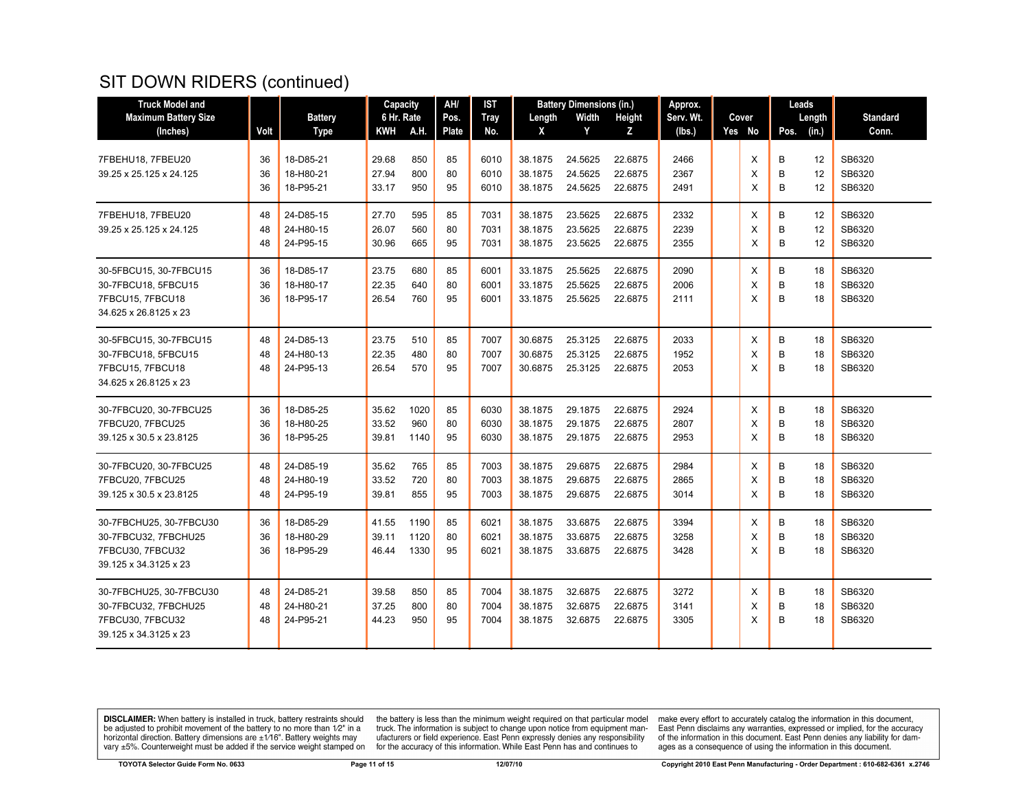# SIT DOWN RIDERS (continued)

| Truck Model and Maximum Battery Size (Inches) | Volt | Battery Type | Capacity 6 Hr. Rate KWH | Capacity 6 Hr. Rate A.H. | AH/ Pos. Plate | IST Tray No. | Battery Dimensions (in.) Length X | Width Y | Height Z | Approx. Serv. Wt. (lbs.) | Cover Yes | Cover No | Leads Pos. | Leads Length (in.) | Standard Conn. |
|---|---|---|---|---|---|---|---|---|---|---|---|---|---|---|---|
| 7FBEHU18, 7FBEU20 | 36 | 18-D85-21 | 29.68 | 850 | 85 | 6010 | 38.1875 | 24.5625 | 22.6875 | 2466 | | X | B | 12 | SB6320 |
| 39.25 x 25.125 x 24.125 | 36 | 18-H80-21 | 27.94 | 800 | 80 | 6010 | 38.1875 | 24.5625 | 22.6875 | 2367 | | X | B | 12 | SB6320 |
| | 36 | 18-P95-21 | 33.17 | 950 | 95 | 6010 | 38.1875 | 24.5625 | 22.6875 | 2491 | | X | B | 12 | SB6320 |
| 7FBEHU18, 7FBEU20 | 48 | 24-D85-15 | 27.70 | 595 | 85 | 7031 | 38.1875 | 23.5625 | 22.6875 | 2332 | | X | B | 12 | SB6320 |
| 39.25 x 25.125 x 24.125 | 48 | 24-H80-15 | 26.07 | 560 | 80 | 7031 | 38.1875 | 23.5625 | 22.6875 | 2239 | | X | B | 12 | SB6320 |
| | 48 | 24-P95-15 | 30.96 | 665 | 95 | 7031 | 38.1875 | 23.5625 | 22.6875 | 2355 | | X | B | 12 | SB6320 |
| 30-5FBCU15, 30-7FBCU15 | 36 | 18-D85-17 | 23.75 | 680 | 85 | 6001 | 33.1875 | 25.5625 | 22.6875 | 2090 | | X | B | 18 | SB6320 |
| 30-7FBCU18, 5FBCU15 | 36 | 18-H80-17 | 22.35 | 640 | 80 | 6001 | 33.1875 | 25.5625 | 22.6875 | 2006 | | X | B | 18 | SB6320 |
| 7FBCU15, 7FBCU18 | 36 | 18-P95-17 | 26.54 | 760 | 95 | 6001 | 33.1875 | 25.5625 | 22.6875 | 2111 | | X | B | 18 | SB6320 |
| 34.625 x 26.8125 x 23 | | | | | | | | | | | | | | | |
| 30-5FBCU15, 30-7FBCU15 | 48 | 24-D85-13 | 23.75 | 510 | 85 | 7007 | 30.6875 | 25.3125 | 22.6875 | 2033 | | X | B | 18 | SB6320 |
| 30-7FBCU18, 5FBCU15 | 48 | 24-H80-13 | 22.35 | 480 | 80 | 7007 | 30.6875 | 25.3125 | 22.6875 | 1952 | | X | B | 18 | SB6320 |
| 7FBCU15, 7FBCU18 | 48 | 24-P95-13 | 26.54 | 570 | 95 | 7007 | 30.6875 | 25.3125 | 22.6875 | 2053 | | X | B | 18 | SB6320 |
| 34.625 x 26.8125 x 23 | | | | | | | | | | | | | | | |
| 30-7FBCU20, 30-7FBCU25 | 36 | 18-D85-25 | 35.62 | 1020 | 85 | 6030 | 38.1875 | 29.1875 | 22.6875 | 2924 | | X | B | 18 | SB6320 |
| 7FBCU20, 7FBCU25 | 36 | 18-H80-25 | 33.52 | 960 | 80 | 6030 | 38.1875 | 29.1875 | 22.6875 | 2807 | | X | B | 18 | SB6320 |
| 39.125 x 30.5 x 23.8125 | 36 | 18-P95-25 | 39.81 | 1140 | 95 | 6030 | 38.1875 | 29.1875 | 22.6875 | 2953 | | X | B | 18 | SB6320 |
| 30-7FBCU20, 30-7FBCU25 | 48 | 24-D85-19 | 35.62 | 765 | 85 | 7003 | 38.1875 | 29.6875 | 22.6875 | 2984 | | X | B | 18 | SB6320 |
| 7FBCU20, 7FBCU25 | 48 | 24-H80-19 | 33.52 | 720 | 80 | 7003 | 38.1875 | 29.6875 | 22.6875 | 2865 | | X | B | 18 | SB6320 |
| 39.125 x 30.5 x 23.8125 | 48 | 24-P95-19 | 39.81 | 855 | 95 | 7003 | 38.1875 | 29.6875 | 22.6875 | 3014 | | X | B | 18 | SB6320 |
| 30-7FBCHU25, 30-7FBCU30 | 36 | 18-D85-29 | 41.55 | 1190 | 85 | 6021 | 38.1875 | 33.6875 | 22.6875 | 3394 | | X | B | 18 | SB6320 |
| 30-7FBCU32, 7FBCHU25 | 36 | 18-H80-29 | 39.11 | 1120 | 80 | 6021 | 38.1875 | 33.6875 | 22.6875 | 3258 | | X | B | 18 | SB6320 |
| 7FBCU30, 7FBCU32 | 36 | 18-P95-29 | 46.44 | 1330 | 95 | 6021 | 38.1875 | 33.6875 | 22.6875 | 3428 | | X | B | 18 | SB6320 |
| 39.125 x 34.3125 x 23 | | | | | | | | | | | | | | | |
| 30-7FBCHU25, 30-7FBCU30 | 48 | 24-D85-21 | 39.58 | 850 | 85 | 7004 | 38.1875 | 32.6875 | 22.6875 | 3272 | | X | B | 18 | SB6320 |
| 30-7FBCU32, 7FBCHU25 | 48 | 24-H80-21 | 37.25 | 800 | 80 | 7004 | 38.1875 | 32.6875 | 22.6875 | 3141 | | X | B | 18 | SB6320 |
| 7FBCU30, 7FBCU32 | 48 | 24-P95-21 | 44.23 | 950 | 95 | 7004 | 38.1875 | 32.6875 | 22.6875 | 3305 | | X | B | 18 | SB6320 |
| 39.125 x 34.3125 x 23 | | | | | | | | | | | | | | | |

**DISCLAIMER:** When battery is installed in truck, battery restraints should be adjusted to prohibit movement of the battery to no more than 1⁄2" in a horizontal direction. Battery dimensions are ±1⁄16". Battery weights may vary ±5%. Counterweight must be added if the service weight stamped on the battery is less than the minimum weight required on that particular model truck. The information is subject to change upon notice from equipment manufacturers or field experience. East Penn expressly denies any responsibility for the accuracy of this information. While East Penn has and continues to make every effort to accurately catalog the information in this document, East Penn disclaims any warranties, expressed or implied, for the accuracy of the information in this document. East Penn denies any liability for damages as a consequence of using the information in this document.

TOYOTA Selector Guide Form No. 0633 — 12/07/10 — Copyright 2010 East Penn Manufacturing - Order Department : 610-682-6361 x.2746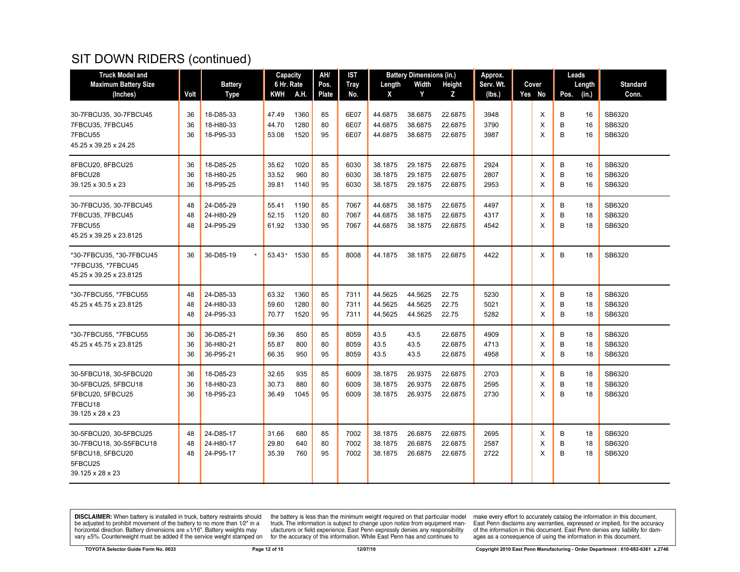# SIT DOWN RIDERS (continued)

| Truck Model and Maximum Battery Size (Inches) | Volt | Battery Type | Capacity 6 Hr. Rate | | AH/ Pos. Plate | IST Tray No. | Battery Dimensions (in.) | | | Approx. Serv. Wt. (lbs.) | Cover | | Leads | | Standard Conn. |
|---|---|---|---|---|---|---|---|---|---|---|---|---|---|---|---|
| | | | KWH | A.H. | | | Length X | Width Y | Height Z | | Yes | No | Pos. | Length (in.) | |
| 30-7FBCU35, 30-7FBCU45 | 36 | 18-D85-33 | 47.49 | 1360 | 85 | 6E07 | 44.6875 | 38.6875 | 22.6875 | 3948 | | X | B | 16 | SB6320 |
| 7FBCU35, 7FBCU45 | 36 | 18-H80-33 | 44.70 | 1280 | 80 | 6E07 | 44.6875 | 38.6875 | 22.6875 | 3790 | | X | B | 16 | SB6320 |
| 7FBCU55 | 36 | 18-P95-33 | 53.08 | 1520 | 95 | 6E07 | 44.6875 | 38.6875 | 22.6875 | 3987 | | X | B | 16 | SB6320 |
| 45.25 x 39.25 x 24.25 | | | | | | | | | | | | | | | |
| 8FBCU20, 8FBCU25 | 36 | 18-D85-25 | 35.62 | 1020 | 85 | 6030 | 38.1875 | 29.1875 | 22.6875 | 2924 | | X | B | 16 | SB6320 |
| 8FBCU28 | 36 | 18-H80-25 | 33.52 | 960 | 80 | 6030 | 38.1875 | 29.1875 | 22.6875 | 2807 | | X | B | 16 | SB6320 |
| 39.125 x 30.5 x 23 | 36 | 18-P95-25 | 39.81 | 1140 | 95 | 6030 | 38.1875 | 29.1875 | 22.6875 | 2953 | | X | B | 16 | SB6320 |
| 30-7FBCU35, 30-7FBCU45 | 48 | 24-D85-29 | 55.41 | 1190 | 85 | 7067 | 44.6875 | 38.1875 | 22.6875 | 4497 | | X | B | 18 | SB6320 |
| 7FBCU35, 7FBCU45 | 48 | 24-H80-29 | 52.15 | 1120 | 80 | 7067 | 44.6875 | 38.1875 | 22.6875 | 4317 | | X | B | 18 | SB6320 |
| 7FBCU55 | 48 | 24-P95-29 | 61.92 | 1330 | 95 | 7067 | 44.6875 | 38.1875 | 22.6875 | 4542 | | X | B | 18 | SB6320 |
| 45.25 x 39.25 x 23.8125 | | | | | | | | | | | | | | | |
| *30-7FBCU35, *30-7FBCU45 | 36 | 36-D85-19 * | 53.43* | 1530 | 85 | 8008 | 44.1875 | 38.1875 | 22.6875 | 4422 | | X | B | 18 | SB6320 |
| *7FBCU35, *7FBCU45 | | | | | | | | | | | | | | | |
| 45.25 x 39.25 x 23.8125 | | | | | | | | | | | | | | | |
| *30-7FBCU55, *7FBCU55 | 48 | 24-D85-33 | 63.32 | 1360 | 85 | 7311 | 44.5625 | 44.5625 | 22.75 | 5230 | | X | B | 18 | SB6320 |
| 45.25 x 45.75 x 23.8125 | 48 | 24-H80-33 | 59.60 | 1280 | 80 | 7311 | 44.5625 | 44.5625 | 22.75 | 5021 | | X | B | 18 | SB6320 |
| | 48 | 24-P95-33 | 70.77 | 1520 | 95 | 7311 | 44.5625 | 44.5625 | 22.75 | 5282 | | X | B | 18 | SB6320 |
| *30-7FBCU55, *7FBCU55 | 36 | 36-D85-21 | 59.36 | 850 | 85 | 8059 | 43.5 | 43.5 | 22.6875 | 4909 | | X | B | 18 | SB6320 |
| 45.25 x 45.75 x 23.8125 | 36 | 36-H80-21 | 55.87 | 800 | 80 | 8059 | 43.5 | 43.5 | 22.6875 | 4713 | | X | B | 18 | SB6320 |
| | 36 | 36-P95-21 | 66.35 | 950 | 95 | 8059 | 43.5 | 43.5 | 22.6875 | 4958 | | X | B | 18 | SB6320 |
| 30-5FBCU18, 30-5FBCU20 | 36 | 18-D85-23 | 32.65 | 935 | 85 | 6009 | 38.1875 | 26.9375 | 22.6875 | 2703 | | X | B | 18 | SB6320 |
| 30-5FBCU25, 5FBCU18 | 36 | 18-H80-23 | 30.73 | 880 | 80 | 6009 | 38.1875 | 26.9375 | 22.6875 | 2595 | | X | B | 18 | SB6320 |
| 5FBCU20, 5FBCU25 | 36 | 18-P95-23 | 36.49 | 1045 | 95 | 6009 | 38.1875 | 26.9375 | 22.6875 | 2730 | | X | B | 18 | SB6320 |
| 7FBCU18 | | | | | | | | | | | | | | | |
| 39.125 x 28 x 23 | | | | | | | | | | | | | | | |
| 30-5FBCU20, 30-5FBCU25 | 48 | 24-D85-17 | 31.66 | 680 | 85 | 7002 | 38.1875 | 26.6875 | 22.6875 | 2695 | | X | B | 18 | SB6320 |
| 30-7FBCU18, 30-S5FBCU18 | 48 | 24-H80-17 | 29.80 | 640 | 80 | 7002 | 38.1875 | 26.6875 | 22.6875 | 2587 | | X | B | 18 | SB6320 |
| 5FBCU18, 5FBCU20 | 48 | 24-P95-17 | 35.39 | 760 | 95 | 7002 | 38.1875 | 26.6875 | 22.6875 | 2722 | | X | B | 18 | SB6320 |
| 5FBCU25 | | | | | | | | | | | | | | | |
| 39.125 x 28 x 23 | | | | | | | | | | | | | | | |

**DISCLAIMER:** When battery is installed in truck, battery restraints should be adjusted to prohibit movement of the battery to no more than 1⁄2" in a horizontal direction. Battery dimensions are ±1⁄16". Battery weights may vary ±5%. Counterweight must be added if the service weight stamped on the battery is less than the minimum weight required on that particular model truck. The information is subject to change upon notice from equipment manufacturers or field experience. East Penn expressly denies any responsibility for the accuracy of this information. While East Penn has and continues to make every effort to accurately catalog the information in this document, East Penn disclaims any warranties, expressed or implied, for the accuracy of the information in this document. East Penn denies any liability for damages as a consequence of using the information in this document.

TOYOTA Selector Guide Form No. 0633 | 12/07/10 | Copyright 2010 East Penn Manufacturing - Order Department : 610-682-6361 x.2746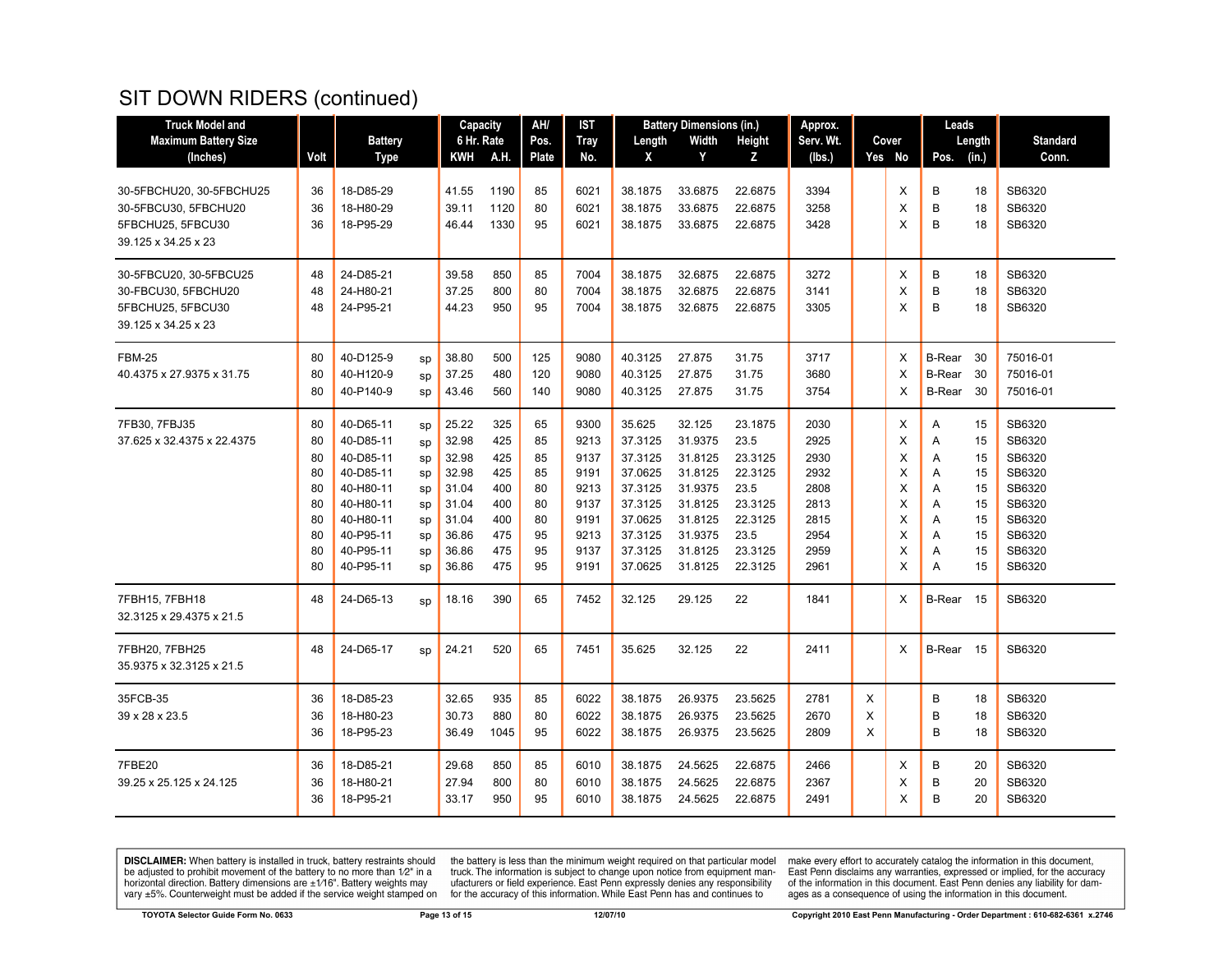# SIT DOWN RIDERS (continued)

| Truck Model and Maximum Battery Size (Inches) | Volt | Battery Type | | Capacity 6 Hr. Rate KWH | A.H. | AH/ Pos. Plate | IST Tray No. | Battery Dimensions (in.) Length X | Width Y | Height Z | Approx. Serv. Wt. (lbs.) | Cover Yes | No | Leads Pos. | Length (in.) | Standard Conn. |
|---|---|---|---|---|---|---|---|---|---|---|---|---|---|---|---|---|
| 30-5FBCHU20, 30-5FBCHU25 | 36 | 18-D85-29 | | 41.55 | 1190 | 85 | 6021 | 38.1875 | 33.6875 | 22.6875 | 3394 | | X | B | 18 | SB6320 |
| 30-5FBCU30, 5FBCHU20 | 36 | 18-H80-29 | | 39.11 | 1120 | 80 | 6021 | 38.1875 | 33.6875 | 22.6875 | 3258 | | X | B | 18 | SB6320 |
| 5FBCHU25, 5FBCU30 | 36 | 18-P95-29 | | 46.44 | 1330 | 95 | 6021 | 38.1875 | 33.6875 | 22.6875 | 3428 | | X | B | 18 | SB6320 |
| 39.125 x 34.25 x 23 | | | | | | | | | | | | | | | | |
| 30-5FBCU20, 30-5FBCU25 | 48 | 24-D85-21 | | 39.58 | 850 | 85 | 7004 | 38.1875 | 32.6875 | 22.6875 | 3272 | | X | B | 18 | SB6320 |
| 30-FBCU30, 5FBCHU20 | 48 | 24-H80-21 | | 37.25 | 800 | 80 | 7004 | 38.1875 | 32.6875 | 22.6875 | 3141 | | X | B | 18 | SB6320 |
| 5FBCHU25, 5FBCU30 | 48 | 24-P95-21 | | 44.23 | 950 | 95 | 7004 | 38.1875 | 32.6875 | 22.6875 | 3305 | | X | B | 18 | SB6320 |
| 39.125 x 34.25 x 23 | | | | | | | | | | | | | | | | |
| FBM-25 | 80 | 40-D125-9 | sp | 38.80 | 500 | 125 | 9080 | 40.3125 | 27.875 | 31.75 | 3717 | | X | B-Rear | 30 | 75016-01 |
| 40.4375 x 27.9375 x 31.75 | 80 | 40-H120-9 | sp | 37.25 | 480 | 120 | 9080 | 40.3125 | 27.875 | 31.75 | 3680 | | X | B-Rear | 30 | 75016-01 |
| | 80 | 40-P140-9 | sp | 43.46 | 560 | 140 | 9080 | 40.3125 | 27.875 | 31.75 | 3754 | | X | B-Rear | 30 | 75016-01 |
| 7FB30, 7FBJ35 | 80 | 40-D65-11 | sp | 25.22 | 325 | 65 | 9300 | 35.625 | 32.125 | 23.1875 | 2030 | | X | A | 15 | SB6320 |
| 37.625 x 32.4375 x 22.4375 | 80 | 40-D85-11 | sp | 32.98 | 425 | 85 | 9213 | 37.3125 | 31.9375 | 23.5 | 2925 | | X | A | 15 | SB6320 |
| | 80 | 40-D85-11 | sp | 32.98 | 425 | 85 | 9137 | 37.3125 | 31.8125 | 23.3125 | 2930 | | X | A | 15 | SB6320 |
| | 80 | 40-D85-11 | sp | 32.98 | 425 | 85 | 9191 | 37.0625 | 31.8125 | 22.3125 | 2932 | | X | A | 15 | SB6320 |
| | 80 | 40-H80-11 | sp | 31.04 | 400 | 80 | 9213 | 37.3125 | 31.9375 | 23.5 | 2808 | | X | A | 15 | SB6320 |
| | 80 | 40-H80-11 | sp | 31.04 | 400 | 80 | 9137 | 37.3125 | 31.8125 | 23.3125 | 2813 | | X | A | 15 | SB6320 |
| | 80 | 40-H80-11 | sp | 31.04 | 400 | 80 | 9191 | 37.0625 | 31.8125 | 22.3125 | 2815 | | X | A | 15 | SB6320 |
| | 80 | 40-P95-11 | sp | 36.86 | 475 | 95 | 9213 | 37.3125 | 31.9375 | 23.5 | 2954 | | X | A | 15 | SB6320 |
| | 80 | 40-P95-11 | sp | 36.86 | 475 | 95 | 9137 | 37.3125 | 31.8125 | 23.3125 | 2959 | | X | A | 15 | SB6320 |
| | 80 | 40-P95-11 | sp | 36.86 | 475 | 95 | 9191 | 37.0625 | 31.8125 | 22.3125 | 2961 | | X | A | 15 | SB6320 |
| 7FBH15, 7FBH18 | 48 | 24-D65-13 | sp | 18.16 | 390 | 65 | 7452 | 32.125 | 29.125 | 22 | 1841 | | X | B-Rear | 15 | SB6320 |
| 32.3125 x 29.4375 x 21.5 | | | | | | | | | | | | | | | | |
| 7FBH20, 7FBH25 | 48 | 24-D65-17 | sp | 24.21 | 520 | 65 | 7451 | 35.625 | 32.125 | 22 | 2411 | | X | B-Rear | 15 | SB6320 |
| 35.9375 x 32.3125 x 21.5 | | | | | | | | | | | | | | | | |
| 35FCB-35 | 36 | 18-D85-23 | | 32.65 | 935 | 85 | 6022 | 38.1875 | 26.9375 | 23.5625 | 2781 | X | | B | 18 | SB6320 |
| 39 x 28 x 23.5 | 36 | 18-H80-23 | | 30.73 | 880 | 80 | 6022 | 38.1875 | 26.9375 | 23.5625 | 2670 | X | | B | 18 | SB6320 |
| | 36 | 18-P95-23 | | 36.49 | 1045 | 95 | 6022 | 38.1875 | 26.9375 | 23.5625 | 2809 | X | | B | 18 | SB6320 |
| 7FBE20 | 36 | 18-D85-21 | | 29.68 | 850 | 85 | 6010 | 38.1875 | 24.5625 | 22.6875 | 2466 | | X | B | 20 | SB6320 |
| 39.25 x 25.125 x 24.125 | 36 | 18-H80-21 | | 27.94 | 800 | 80 | 6010 | 38.1875 | 24.5625 | 22.6875 | 2367 | | X | B | 20 | SB6320 |
| | 36 | 18-P95-21 | | 33.17 | 950 | 95 | 6010 | 38.1875 | 24.5625 | 22.6875 | 2491 | | X | B | 20 | SB6320 |

**DISCLAIMER:** When battery is installed in truck, battery restraints should be adjusted to prohibit movement of the battery to no more than 1⁄2" in a horizontal direction. Battery dimensions are ±1⁄16". Battery weights may vary ±5%. Counterweight must be added if the service weight stamped on the battery is less than the minimum weight required on that particular model truck. The information is subject to change upon notice from equipment manufacturers or field experience. East Penn expressly denies any responsibility for the accuracy of this information. While East Penn has and continues to make every effort to accurately catalog the information in this document, East Penn disclaims any warranties, expressed or implied, for the accuracy of the information in this document. East Penn denies any liability for damages as a consequence of using the information in this document.

TOYOTA Selector Guide Form No. 0633 — 12/07/10 — Copyright 2010 East Penn Manufacturing - Order Department : 610-682-6361 x.2746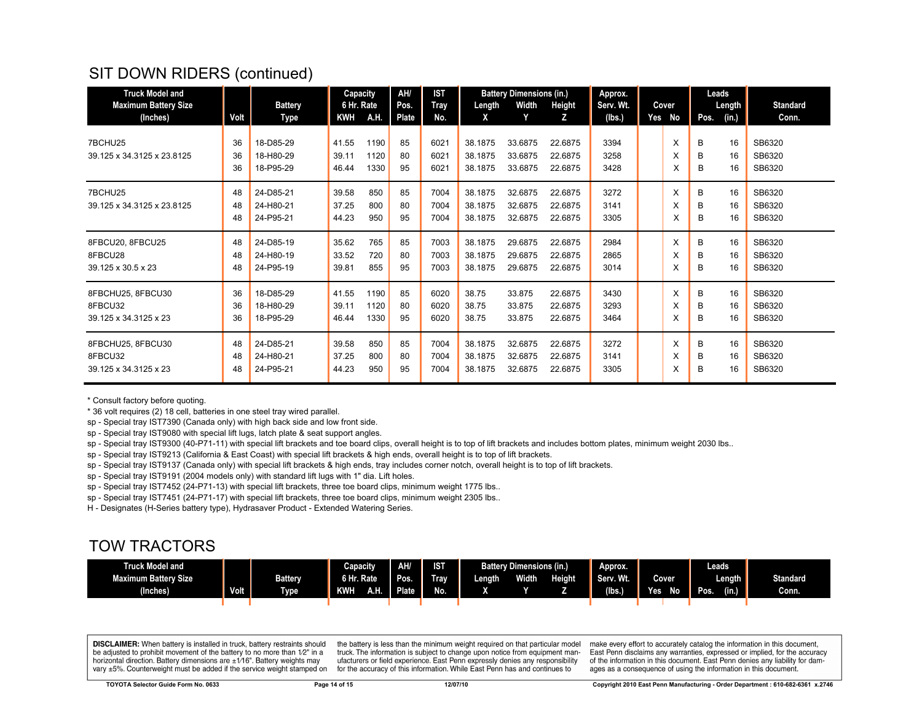## SIT DOWN RIDERS (continued)

| Truck Model and Maximum Battery Size (Inches) | Volt | Battery Type | Capacity 6 Hr. Rate KWH | Capacity 6 Hr. Rate A.H. | AH/ Pos. Plate | IST Tray No. | Battery Dimensions (in.) Length X | Width Y | Height Z | Approx. Serv. Wt. (lbs.) | Cover Yes | Cover No | Leads Pos. | Leads Length (in.) | Standard Conn. |
|---|---|---|---|---|---|---|---|---|---|---|---|---|---|---|---|
| 7BCHU25 | 36 | 18-D85-29 | 41.55 | 1190 | 85 | 6021 | 38.1875 | 33.6875 | 22.6875 | 3394 | | X | B | 16 | SB6320 |
| 39.125 x 34.3125 x 23.8125 | 36 | 18-H80-29 | 39.11 | 1120 | 80 | 6021 | 38.1875 | 33.6875 | 22.6875 | 3258 | | X | B | 16 | SB6320 |
| | 36 | 18-P95-29 | 46.44 | 1330 | 95 | 6021 | 38.1875 | 33.6875 | 22.6875 | 3428 | | X | B | 16 | SB6320 |
| 7BCHU25 | 48 | 24-D85-21 | 39.58 | 850 | 85 | 7004 | 38.1875 | 32.6875 | 22.6875 | 3272 | | X | B | 16 | SB6320 |
| 39.125 x 34.3125 x 23.8125 | 48 | 24-H80-21 | 37.25 | 800 | 80 | 7004 | 38.1875 | 32.6875 | 22.6875 | 3141 | | X | B | 16 | SB6320 |
| | 48 | 24-P95-21 | 44.23 | 950 | 95 | 7004 | 38.1875 | 32.6875 | 22.6875 | 3305 | | X | B | 16 | SB6320 |
| 8FBCU20, 8FBCU25 | 48 | 24-D85-19 | 35.62 | 765 | 85 | 7003 | 38.1875 | 29.6875 | 22.6875 | 2984 | | X | B | 16 | SB6320 |
| 8FBCU28 | 48 | 24-H80-19 | 33.52 | 720 | 80 | 7003 | 38.1875 | 29.6875 | 22.6875 | 2865 | | X | B | 16 | SB6320 |
| 39.125 x 30.5 x 23 | 48 | 24-P95-19 | 39.81 | 855 | 95 | 7003 | 38.1875 | 29.6875 | 22.6875 | 3014 | | X | B | 16 | SB6320 |
| 8FBCHU25, 8FBCU30 | 36 | 18-D85-29 | 41.55 | 1190 | 85 | 6020 | 38.75 | 33.875 | 22.6875 | 3430 | | X | B | 16 | SB6320 |
| 8FBCU32 | 36 | 18-H80-29 | 39.11 | 1120 | 80 | 6020 | 38.75 | 33.875 | 22.6875 | 3293 | | X | B | 16 | SB6320 |
| 39.125 x 34.3125 x 23 | 36 | 18-P95-29 | 46.44 | 1330 | 95 | 6020 | 38.75 | 33.875 | 22.6875 | 3464 | | X | B | 16 | SB6320 |
| 8FBCHU25, 8FBCU30 | 48 | 24-D85-21 | 39.58 | 850 | 85 | 7004 | 38.1875 | 32.6875 | 22.6875 | 3272 | | X | B | 16 | SB6320 |
| 8FBCU32 | 48 | 24-H80-21 | 37.25 | 800 | 80 | 7004 | 38.1875 | 32.6875 | 22.6875 | 3141 | | X | B | 16 | SB6320 |
| 39.125 x 34.3125 x 23 | 48 | 24-P95-21 | 44.23 | 950 | 95 | 7004 | 38.1875 | 32.6875 | 22.6875 | 3305 | | X | B | 16 | SB6320 |

* Consult factory before quoting.
* 36 volt requires (2) 18 cell, batteries in one steel tray wired parallel.
sp - Special tray IST7390 (Canada only) with high back side and low front side.
sp - Special tray IST9080 with special lift lugs, latch plate & seat support angles.
sp - Special tray IST9300 (40-P71-11) with special lift brackets and toe board clips, overall height is to top of lift brackets and includes bottom plates, minimum weight 2030 lbs..
sp - Special tray IST9213 (California & East Coast) with special lift brackets & high ends, overall height is to top of lift brackets.
sp - Special tray IST9137 (Canada only) with special lift brackets & high ends, tray includes corner notch, overall height is to top of lift brackets.
sp - Special tray IST9191 (2004 models only) with standard lift lugs with 1" dia. Lift holes.
sp - Special tray IST7452 (24-P71-13) with special lift brackets, three toe board clips, minimum weight 1775 lbs..
sp - Special tray IST7451 (24-P71-17) with special lift brackets, three toe board clips, minimum weight 2305 lbs..
H - Designates (H-Series battery type), Hydrasaver Product - Extended Watering Series.

## TOW TRACTORS

| Truck Model and Maximum Battery Size (Inches) | Volt | Battery Type | Capacity 6 Hr. Rate KWH | Capacity 6 Hr. Rate A.H. | AH/ Pos. Plate | IST Tray No. | Battery Dimensions (in.) Length X | Width Y | Height Z | Approx. Serv. Wt. (lbs.) | Cover Yes | Cover No | Leads Pos. | Leads Length (in.) | Standard Conn. |
|---|---|---|---|---|---|---|---|---|---|---|---|---|---|---|---|

**DISCLAIMER:** When battery is installed in truck, battery restraints should be adjusted to prohibit movement of the battery to no more than 1⁄2" in a horizontal direction. Battery dimensions are ±1⁄16". Battery weights may vary ±5%. Counterweight must be added if the service weight stamped on the battery is less than the minimum weight required on that particular model truck. The information is subject to change upon notice from equipment manufacturers or field experience. East Penn expressly denies any responsibility for the accuracy of this information. While East Penn has and continues to make every effort to accurately catalog the information in this document, East Penn disclaims any warranties, expressed or implied, for the accuracy of the information in this document. East Penn denies any liability for damages as a consequence of using the information in this document.

TOYOTA Selector Guide Form No. 0633 — 12/07/10 — Copyright 2010 East Penn Manufacturing - Order Department : 610-682-6361 x.2746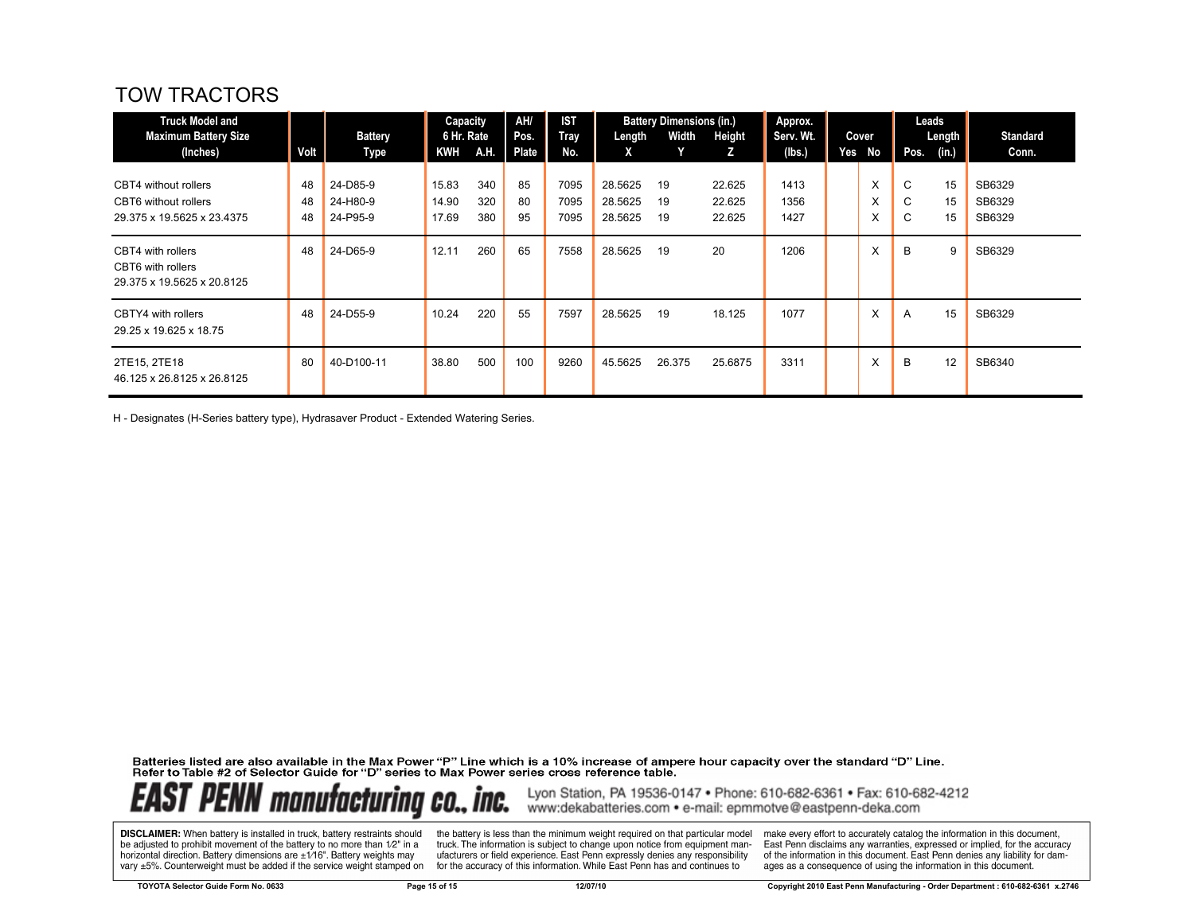# TOW TRACTORS

| Truck Model and Maximum Battery Size (Inches) | Volt | Battery Type | Capacity 6 Hr. Rate | | AH/ Pos. Plate | IST Tray No. | Battery Dimensions (in.) | | | Approx. Serv. Wt. (lbs.) | Cover | | Leads | | Standard Conn. |
|---|---|---|---|---|---|---|---|---|---|---|---|---|---|---|---|
| | | | KWH | A.H. | | | Length X | Width Y | Height Z | | Yes | No | Pos. | Length (in.) | |
| CBT4 without rollers | 48 | 24-D85-9 | 15.83 | 340 | 85 | 7095 | 28.5625 | 19 | 22.625 | 1413 | | X | C | 15 | SB6329 |
| CBT6 without rollers | 48 | 24-H80-9 | 14.90 | 320 | 80 | 7095 | 28.5625 | 19 | 22.625 | 1356 | | X | C | 15 | SB6329 |
| 29.375 x 19.5625 x 23.4375 | 48 | 24-P95-9 | 17.69 | 380 | 95 | 7095 | 28.5625 | 19 | 22.625 | 1427 | | X | C | 15 | SB6329 |
| CBT4 with rollers<br>CBT6 with rollers<br>29.375 x 19.5625 x 20.8125 | 48 | 24-D65-9 | 12.11 | 260 | 65 | 7558 | 28.5625 | 19 | 20 | 1206 | | X | B | 9 | SB6329 |
| CBTY4 with rollers<br>29.25 x 19.625 x 18.75 | 48 | 24-D55-9 | 10.24 | 220 | 55 | 7597 | 28.5625 | 19 | 18.125 | 1077 | | X | A | 15 | SB6329 |
| 2TE15, 2TE18<br>46.125 x 26.8125 x 26.8125 | 80 | 40-D100-11 | 38.80 | 500 | 100 | 9260 | 45.5625 | 26.375 | 25.6875 | 3311 | | X | B | 12 | SB6340 |

H - Designates (H-Series battery type), Hydrasaver Product - Extended Watering Series.

**Batteries listed are also available in the Max Power "P" Line which is a 10% increase of ampere hour capacity over the standard "D" Line. Refer to Table #2 of Selector Guide for "D" series to Max Power series cross reference table.**

**EAST PENN manufacturing co., inc.** Lyon Station, PA 19536-0147 • Phone: 610-682-6361 • Fax: 610-682-4212
www.dekabatteries.com • e-mail: epmmotve@eastpenn-deka.com

**DISCLAIMER:** When battery is installed in truck, battery restraints should be adjusted to prohibit movement of the battery to no more than 1⁄2" in a horizontal direction. Battery dimensions are ±1⁄16". Battery weights may vary ±5%. Counterweight must be added if the service weight stamped on the battery is less than the minimum weight required on that particular model truck. The information is subject to change upon notice from equipment manufacturers or field experience. East Penn expressly denies any responsibility for the accuracy of this information. While East Penn has and continues to make every effort to accurately catalog the information in this document, East Penn disclaims any warranties, expressed or implied, for the accuracy of the information in this document. East Penn denies any liability for damages as a consequence of using the information in this document.

TOYOTA Selector Guide Form No. 0633 12/07/10 Copyright 2010 East Penn Manufacturing - Order Department : 610-682-6361 x.2746